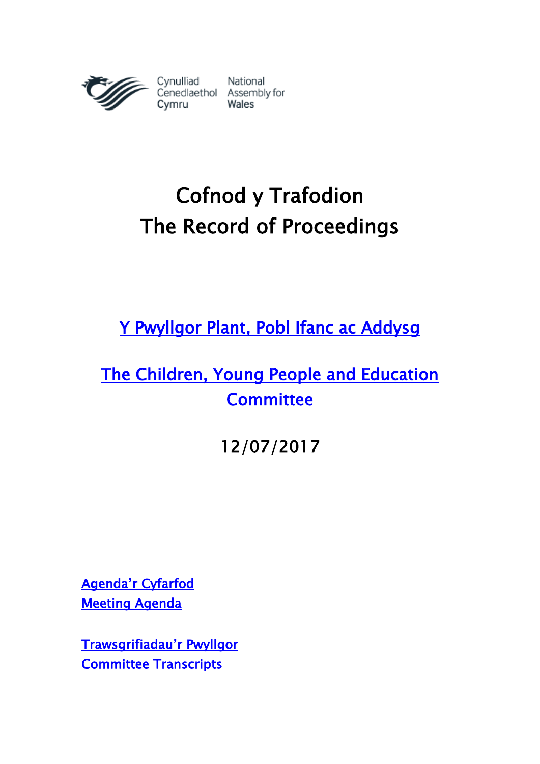Cynulliad Cenedlaethol Cymru | National Assembly for Wales

# Cofnod y Trafodion
# The Record of Proceedings

## Y Pwyllgor Plant, Pobl Ifanc ac Addysg

## The Children, Young People and Education Committee

12/07/2017

Agenda'r Cyfarfod
Meeting Agenda

Trawsgrifiadau'r Pwyllgor
Committee Transcripts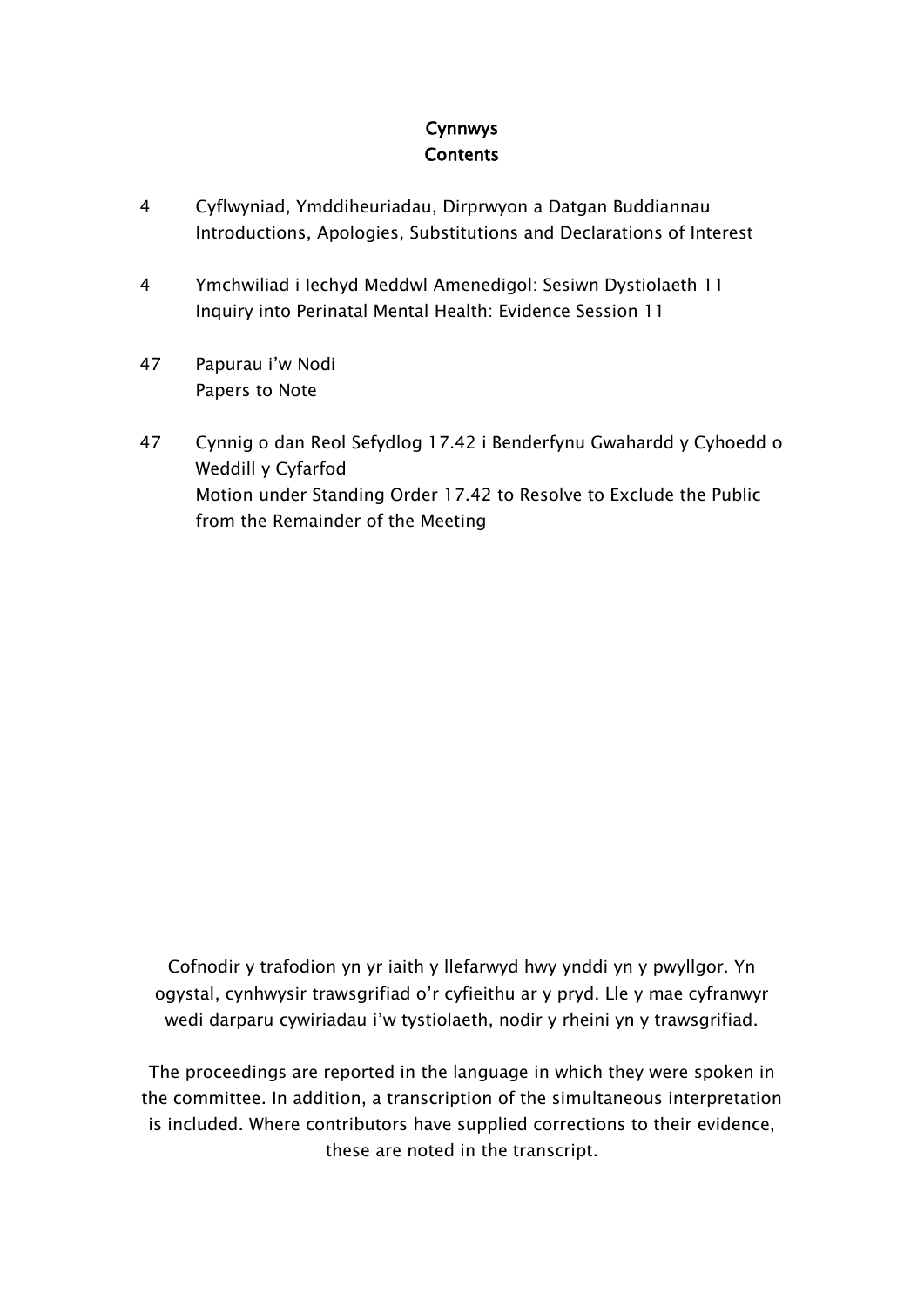# Cynnwys
# Contents

| | |
|---|---|
| 4 | Cyflwyniad, Ymddiheuriadau, Dirprwyon a Datgan Buddiannau<br>Introductions, Apologies, Substitutions and Declarations of Interest |
| 4 | Ymchwiliad i Iechyd Meddwl Amenedigol: Sesiwn Dystiolaeth 11<br>Inquiry into Perinatal Mental Health: Evidence Session 11 |
| 47 | Papurau i'w Nodi<br>Papers to Note |
| 47 | Cynnig o dan Reol Sefydlog 17.42 i Benderfynu Gwahardd y Cyhoedd o Weddill y Cyfarfod<br>Motion under Standing Order 17.42 to Resolve to Exclude the Public from the Remainder of the Meeting |

Cofnodir y trafodion yn yr iaith y llefarwyd hwy ynddi yn y pwyllgor. Yn ogystal, cynhwysir trawsgrifiad o'r cyfieithu ar y pryd. Lle y mae cyfranwyr wedi darparu cywiriadau i'w tystiolaeth, nodir y rheini yn y trawsgrifiad.

The proceedings are reported in the language in which they were spoken in the committee. In addition, a transcription of the simultaneous interpretation is included. Where contributors have supplied corrections to their evidence, these are noted in the transcript.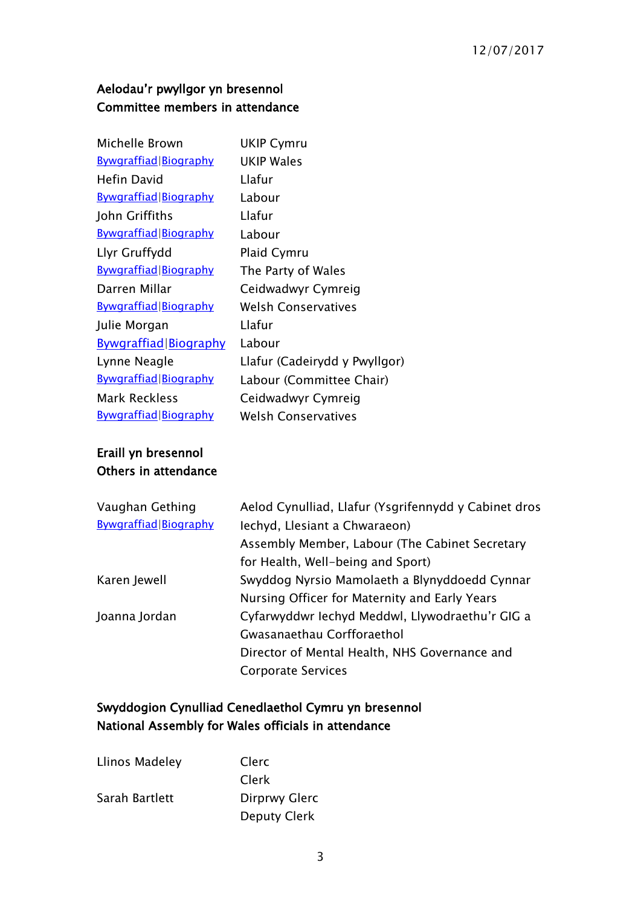12/07/2017

**Aelodau'r pwyllgor yn bresennol**
**Committee members in attendance**

| | |
|---|---|
| Michelle Brown | UKIP Cymru |
| Bywgraffiad\|Biography | UKIP Wales |
| Hefin David | Llafur |
| Bywgraffiad\|Biography | Labour |
| John Griffiths | Llafur |
| Bywgraffiad\|Biography | Labour |
| Llyr Gruffydd | Plaid Cymru |
| Bywgraffiad\|Biography | The Party of Wales |
| Darren Millar | Ceidwadwyr Cymreig |
| Bywgraffiad\|Biography | Welsh Conservatives |
| Julie Morgan | Llafur |
| Bywgraffiad\|Biography | Labour |
| Lynne Neagle | Llafur (Cadeirydd y Pwyllgor) |
| Bywgraffiad\|Biography | Labour (Committee Chair) |
| Mark Reckless | Ceidwadwyr Cymreig |
| Bywgraffiad\|Biography | Welsh Conservatives |

**Eraill yn bresennol**
**Others in attendance**

| | |
|---|---|
| Vaughan Gething | Aelod Cynulliad, Llafur (Ysgrifennydd y Cabinet dros Iechyd, Llesiant a Chwaraeon) |
| Bywgraffiad\|Biography | Assembly Member, Labour (The Cabinet Secretary for Health, Well-being and Sport) |
| Karen Jewell | Swyddog Nyrsio Mamolaeth a Blynyddoedd Cynnar |
| | Nursing Officer for Maternity and Early Years |
| Joanna Jordan | Cyfarwyddwr Iechyd Meddwl, Llywodraethu'r GIG a Gwasanaethau Corfforaethol |
| | Director of Mental Health, NHS Governance and Corporate Services |

**Swyddogion Cynulliad Cenedlaethol Cymru yn bresennol**
**National Assembly for Wales officials in attendance**

| | |
|---|---|
| Llinos Madeley | Clerc |
| | Clerk |
| Sarah Bartlett | Dirprwy Glerc |
| | Deputy Clerk |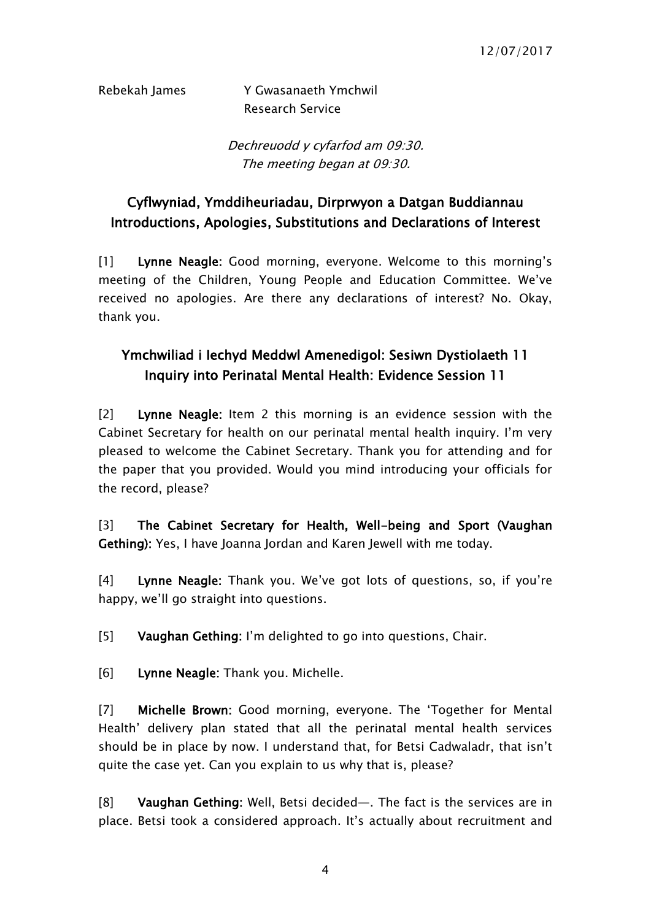Rebekah James    Y Gwasanaeth Ymchwil
Research Service

*Dechreuodd y cyfarfod am 09:30.*
*The meeting began at 09:30.*

## Cyflwyniad, Ymddiheuriadau, Dirprwyon a Datgan Buddiannau
## Introductions, Apologies, Substitutions and Declarations of Interest

[1] **Lynne Neagle:** Good morning, everyone. Welcome to this morning's meeting of the Children, Young People and Education Committee. We've received no apologies. Are there any declarations of interest? No. Okay, thank you.

## Ymchwiliad i Iechyd Meddwl Amenedigol: Sesiwn Dystiolaeth 11
## Inquiry into Perinatal Mental Health: Evidence Session 11

[2] **Lynne Neagle:** Item 2 this morning is an evidence session with the Cabinet Secretary for health on our perinatal mental health inquiry. I'm very pleased to welcome the Cabinet Secretary. Thank you for attending and for the paper that you provided. Would you mind introducing your officials for the record, please?

[3] **The Cabinet Secretary for Health, Well-being and Sport (Vaughan Gething):** Yes, I have Joanna Jordan and Karen Jewell with me today.

[4] **Lynne Neagle:** Thank you. We've got lots of questions, so, if you're happy, we'll go straight into questions.

[5] **Vaughan Gething:** I'm delighted to go into questions, Chair.

[6] **Lynne Neagle:** Thank you. Michelle.

[7] **Michelle Brown:** Good morning, everyone. The 'Together for Mental Health' delivery plan stated that all the perinatal mental health services should be in place by now. I understand that, for Betsi Cadwaladr, that isn't quite the case yet. Can you explain to us why that is, please?

[8] **Vaughan Gething:** Well, Betsi decided—. The fact is the services are in place. Betsi took a considered approach. It's actually about recruitment and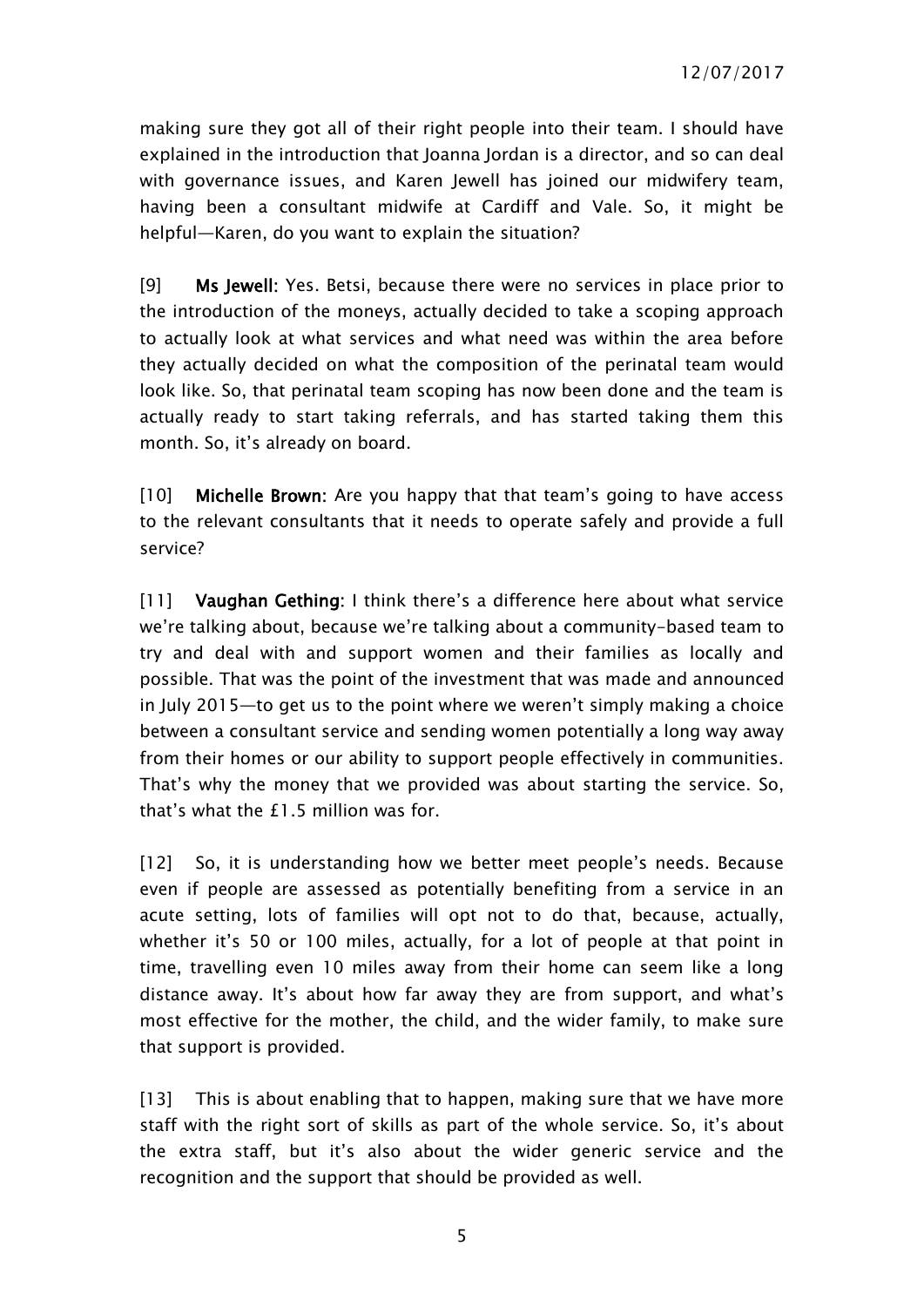making sure they got all of their right people into their team. I should have explained in the introduction that Joanna Jordan is a director, and so can deal with governance issues, and Karen Jewell has joined our midwifery team, having been a consultant midwife at Cardiff and Vale. So, it might be helpful—Karen, do you want to explain the situation?

[9] **Ms Jewell:** Yes. Betsi, because there were no services in place prior to the introduction of the moneys, actually decided to take a scoping approach to actually look at what services and what need was within the area before they actually decided on what the composition of the perinatal team would look like. So, that perinatal team scoping has now been done and the team is actually ready to start taking referrals, and has started taking them this month. So, it's already on board.

[10] **Michelle Brown:** Are you happy that that team's going to have access to the relevant consultants that it needs to operate safely and provide a full service?

[11] **Vaughan Gething:** I think there's a difference here about what service we're talking about, because we're talking about a community-based team to try and deal with and support women and their families as locally and possible. That was the point of the investment that was made and announced in July 2015—to get us to the point where we weren't simply making a choice between a consultant service and sending women potentially a long way away from their homes or our ability to support people effectively in communities. That's why the money that we provided was about starting the service. So, that's what the £1.5 million was for.

[12] So, it is understanding how we better meet people's needs. Because even if people are assessed as potentially benefiting from a service in an acute setting, lots of families will opt not to do that, because, actually, whether it's 50 or 100 miles, actually, for a lot of people at that point in time, travelling even 10 miles away from their home can seem like a long distance away. It's about how far away they are from support, and what's most effective for the mother, the child, and the wider family, to make sure that support is provided.

[13] This is about enabling that to happen, making sure that we have more staff with the right sort of skills as part of the whole service. So, it's about the extra staff, but it's also about the wider generic service and the recognition and the support that should be provided as well.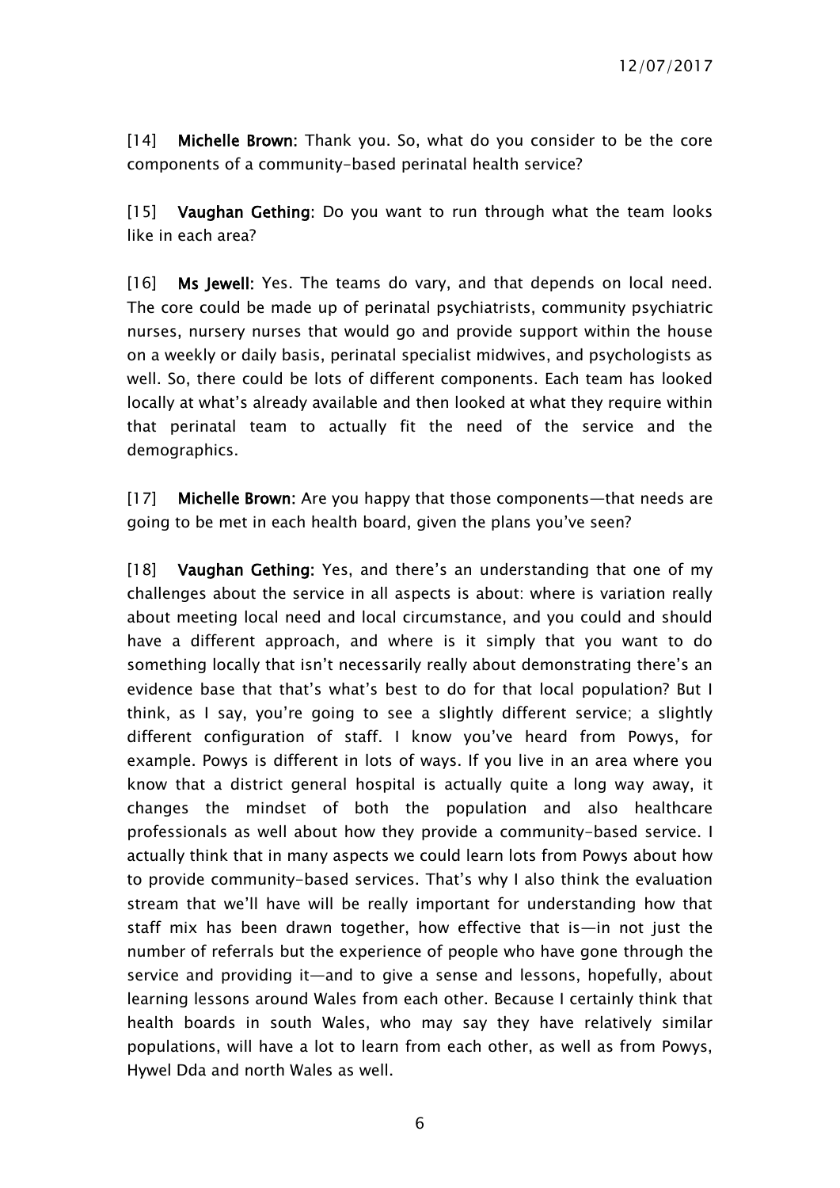[14] **Michelle Brown:** Thank you. So, what do you consider to be the core components of a community-based perinatal health service?

[15] **Vaughan Gething:** Do you want to run through what the team looks like in each area?

[16] **Ms Jewell:** Yes. The teams do vary, and that depends on local need. The core could be made up of perinatal psychiatrists, community psychiatric nurses, nursery nurses that would go and provide support within the house on a weekly or daily basis, perinatal specialist midwives, and psychologists as well. So, there could be lots of different components. Each team has looked locally at what's already available and then looked at what they require within that perinatal team to actually fit the need of the service and the demographics.

[17] **Michelle Brown:** Are you happy that those components—that needs are going to be met in each health board, given the plans you've seen?

[18] **Vaughan Gething:** Yes, and there's an understanding that one of my challenges about the service in all aspects is about: where is variation really about meeting local need and local circumstance, and you could and should have a different approach, and where is it simply that you want to do something locally that isn't necessarily really about demonstrating there's an evidence base that that's what's best to do for that local population? But I think, as I say, you're going to see a slightly different service; a slightly different configuration of staff. I know you've heard from Powys, for example. Powys is different in lots of ways. If you live in an area where you know that a district general hospital is actually quite a long way away, it changes the mindset of both the population and also healthcare professionals as well about how they provide a community-based service. I actually think that in many aspects we could learn lots from Powys about how to provide community-based services. That's why I also think the evaluation stream that we'll have will be really important for understanding how that staff mix has been drawn together, how effective that is—in not just the number of referrals but the experience of people who have gone through the service and providing it—and to give a sense and lessons, hopefully, about learning lessons around Wales from each other. Because I certainly think that health boards in south Wales, who may say they have relatively similar populations, will have a lot to learn from each other, as well as from Powys, Hywel Dda and north Wales as well.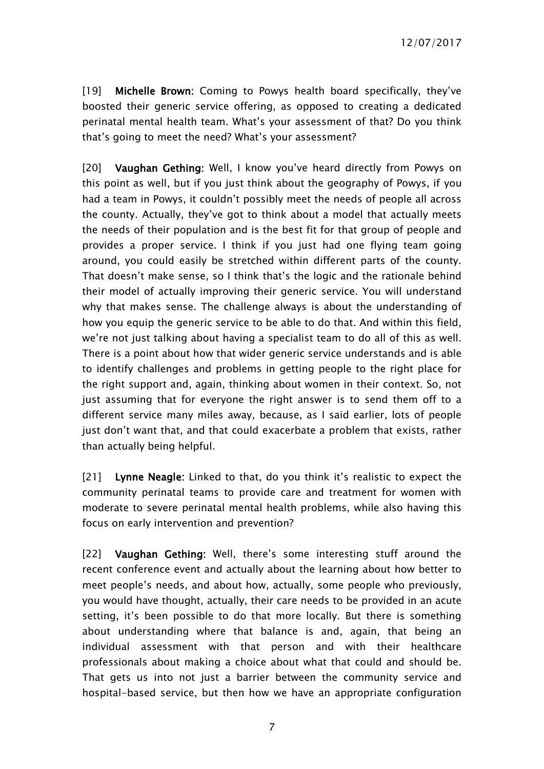[19] **Michelle Brown:** Coming to Powys health board specifically, they've boosted their generic service offering, as opposed to creating a dedicated perinatal mental health team. What's your assessment of that? Do you think that's going to meet the need? What's your assessment?

[20] **Vaughan Gething:** Well, I know you've heard directly from Powys on this point as well, but if you just think about the geography of Powys, if you had a team in Powys, it couldn't possibly meet the needs of people all across the county. Actually, they've got to think about a model that actually meets the needs of their population and is the best fit for that group of people and provides a proper service. I think if you just had one flying team going around, you could easily be stretched within different parts of the county. That doesn't make sense, so I think that's the logic and the rationale behind their model of actually improving their generic service. You will understand why that makes sense. The challenge always is about the understanding of how you equip the generic service to be able to do that. And within this field, we're not just talking about having a specialist team to do all of this as well. There is a point about how that wider generic service understands and is able to identify challenges and problems in getting people to the right place for the right support and, again, thinking about women in their context. So, not just assuming that for everyone the right answer is to send them off to a different service many miles away, because, as I said earlier, lots of people just don't want that, and that could exacerbate a problem that exists, rather than actually being helpful.

[21] **Lynne Neagle:** Linked to that, do you think it's realistic to expect the community perinatal teams to provide care and treatment for women with moderate to severe perinatal mental health problems, while also having this focus on early intervention and prevention?

[22] **Vaughan Gething:** Well, there's some interesting stuff around the recent conference event and actually about the learning about how better to meet people's needs, and about how, actually, some people who previously, you would have thought, actually, their care needs to be provided in an acute setting, it's been possible to do that more locally. But there is something about understanding where that balance is and, again, that being an individual assessment with that person and with their healthcare professionals about making a choice about what that could and should be. That gets us into not just a barrier between the community service and hospital-based service, but then how we have an appropriate configuration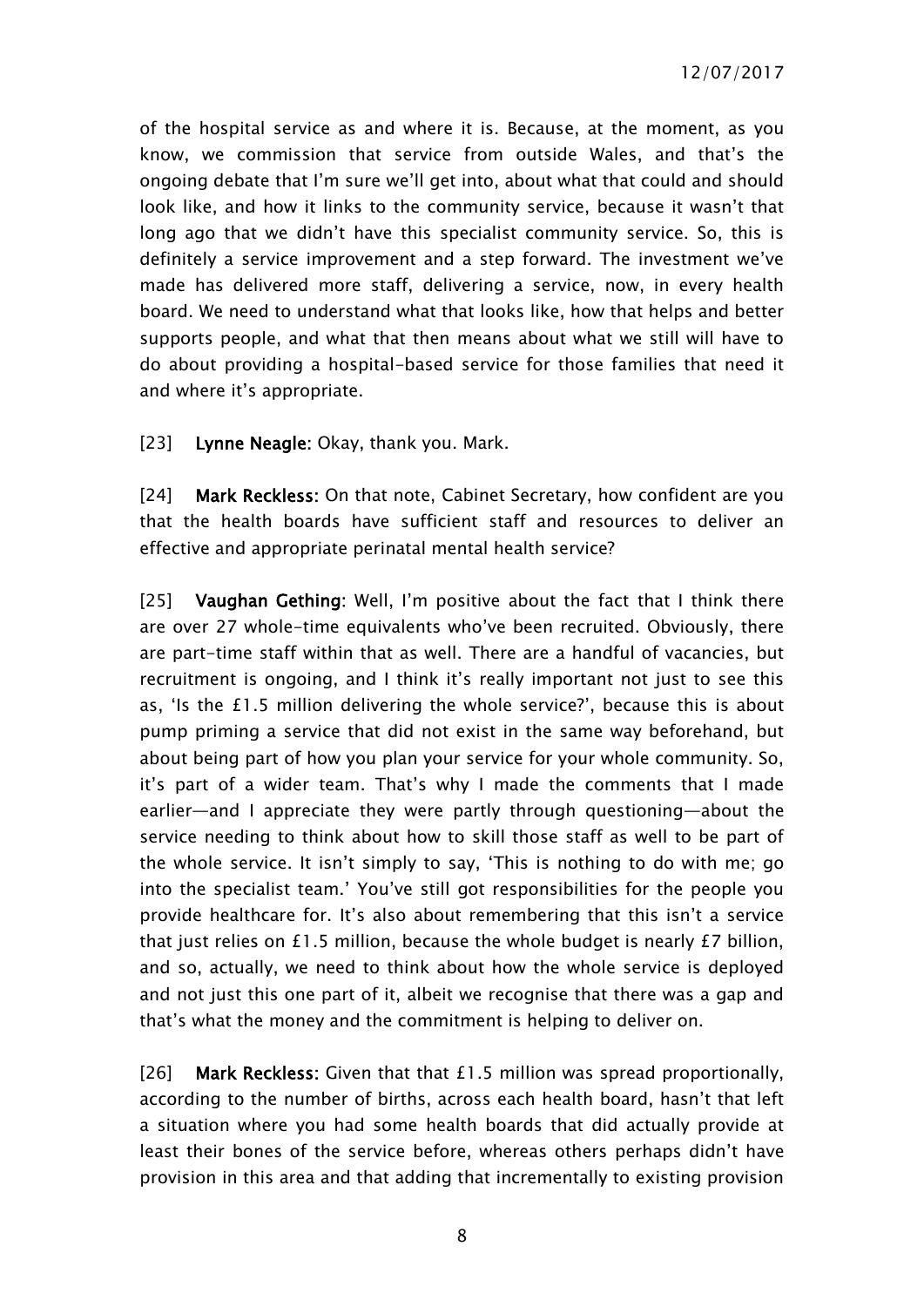of the hospital service as and where it is. Because, at the moment, as you know, we commission that service from outside Wales, and that's the ongoing debate that I'm sure we'll get into, about what that could and should look like, and how it links to the community service, because it wasn't that long ago that we didn't have this specialist community service. So, this is definitely a service improvement and a step forward. The investment we've made has delivered more staff, delivering a service, now, in every health board. We need to understand what that looks like, how that helps and better supports people, and what that then means about what we still will have to do about providing a hospital-based service for those families that need it and where it's appropriate.

[23] **Lynne Neagle:** Okay, thank you. Mark.

[24] **Mark Reckless:** On that note, Cabinet Secretary, how confident are you that the health boards have sufficient staff and resources to deliver an effective and appropriate perinatal mental health service?

[25] **Vaughan Gething:** Well, I'm positive about the fact that I think there are over 27 whole-time equivalents who've been recruited. Obviously, there are part-time staff within that as well. There are a handful of vacancies, but recruitment is ongoing, and I think it's really important not just to see this as, 'Is the £1.5 million delivering the whole service?', because this is about pump priming a service that did not exist in the same way beforehand, but about being part of how you plan your service for your whole community. So, it's part of a wider team. That's why I made the comments that I made earlier—and I appreciate they were partly through questioning—about the service needing to think about how to skill those staff as well to be part of the whole service. It isn't simply to say, 'This is nothing to do with me; go into the specialist team.' You've still got responsibilities for the people you provide healthcare for. It's also about remembering that this isn't a service that just relies on £1.5 million, because the whole budget is nearly £7 billion, and so, actually, we need to think about how the whole service is deployed and not just this one part of it, albeit we recognise that there was a gap and that's what the money and the commitment is helping to deliver on.

[26] **Mark Reckless:** Given that that £1.5 million was spread proportionally, according to the number of births, across each health board, hasn't that left a situation where you had some health boards that did actually provide at least their bones of the service before, whereas others perhaps didn't have provision in this area and that adding that incrementally to existing provision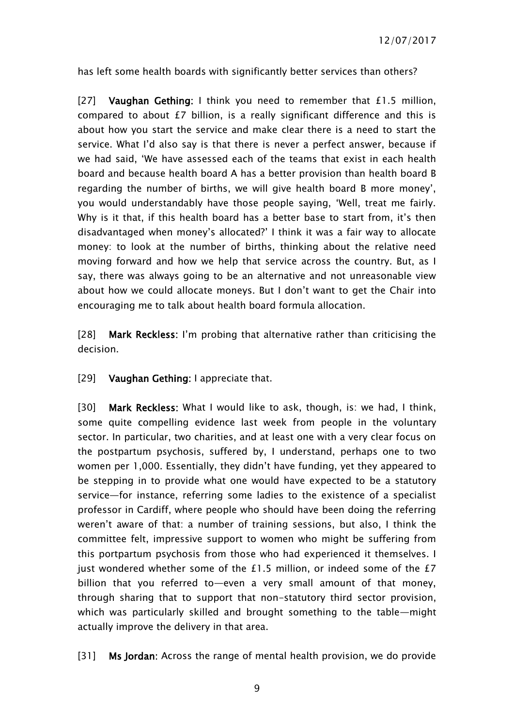has left some health boards with significantly better services than others?

[27] **Vaughan Gething:** I think you need to remember that £1.5 million, compared to about £7 billion, is a really significant difference and this is about how you start the service and make clear there is a need to start the service. What I'd also say is that there is never a perfect answer, because if we had said, 'We have assessed each of the teams that exist in each health board and because health board A has a better provision than health board B regarding the number of births, we will give health board B more money', you would understandably have those people saying, 'Well, treat me fairly. Why is it that, if this health board has a better base to start from, it's then disadvantaged when money's allocated?' I think it was a fair way to allocate money: to look at the number of births, thinking about the relative need moving forward and how we help that service across the country. But, as I say, there was always going to be an alternative and not unreasonable view about how we could allocate moneys. But I don't want to get the Chair into encouraging me to talk about health board formula allocation.

[28] **Mark Reckless:** I'm probing that alternative rather than criticising the decision.

[29] **Vaughan Gething:** I appreciate that.

[30] **Mark Reckless:** What I would like to ask, though, is: we had, I think, some quite compelling evidence last week from people in the voluntary sector. In particular, two charities, and at least one with a very clear focus on the postpartum psychosis, suffered by, I understand, perhaps one to two women per 1,000. Essentially, they didn't have funding, yet they appeared to be stepping in to provide what one would have expected to be a statutory service—for instance, referring some ladies to the existence of a specialist professor in Cardiff, where people who should have been doing the referring weren't aware of that: a number of training sessions, but also, I think the committee felt, impressive support to women who might be suffering from this portpartum psychosis from those who had experienced it themselves. I just wondered whether some of the £1.5 million, or indeed some of the £7 billion that you referred to—even a very small amount of that money, through sharing that to support that non-statutory third sector provision, which was particularly skilled and brought something to the table—might actually improve the delivery in that area.

[31] **Ms Jordan:** Across the range of mental health provision, we do provide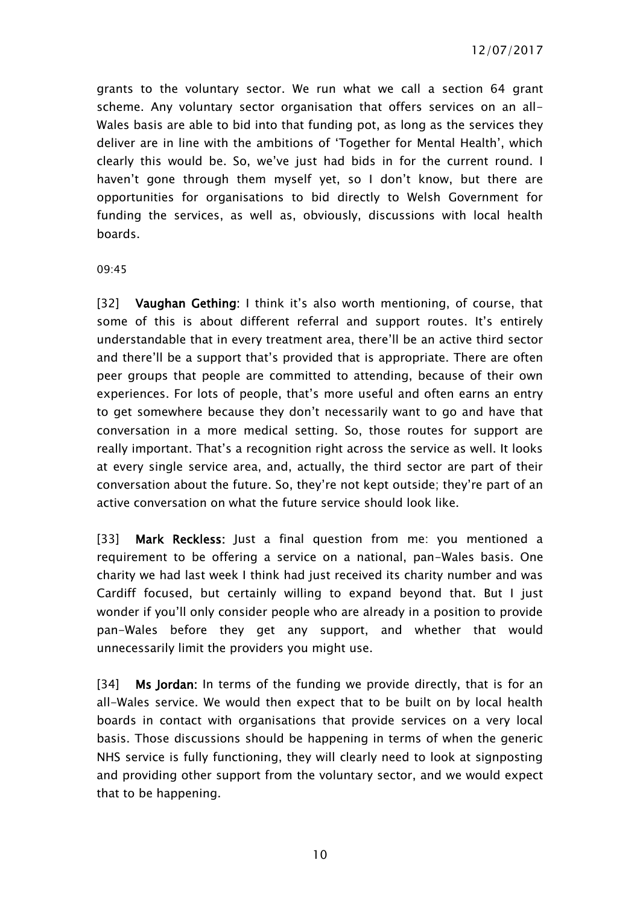grants to the voluntary sector. We run what we call a section 64 grant scheme. Any voluntary sector organisation that offers services on an all-Wales basis are able to bid into that funding pot, as long as the services they deliver are in line with the ambitions of 'Together for Mental Health', which clearly this would be. So, we've just had bids in for the current round. I haven't gone through them myself yet, so I don't know, but there are opportunities for organisations to bid directly to Welsh Government for funding the services, as well as, obviously, discussions with local health boards.

09:45

[32] **Vaughan Gething**: I think it's also worth mentioning, of course, that some of this is about different referral and support routes. It's entirely understandable that in every treatment area, there'll be an active third sector and there'll be a support that's provided that is appropriate. There are often peer groups that people are committed to attending, because of their own experiences. For lots of people, that's more useful and often earns an entry to get somewhere because they don't necessarily want to go and have that conversation in a more medical setting. So, those routes for support are really important. That's a recognition right across the service as well. It looks at every single service area, and, actually, the third sector are part of their conversation about the future. So, they're not kept outside; they're part of an active conversation on what the future service should look like.

[33] **Mark Reckless:** Just a final question from me: you mentioned a requirement to be offering a service on a national, pan-Wales basis. One charity we had last week I think had just received its charity number and was Cardiff focused, but certainly willing to expand beyond that. But I just wonder if you'll only consider people who are already in a position to provide pan-Wales before they get any support, and whether that would unnecessarily limit the providers you might use.

[34] **Ms Jordan:** In terms of the funding we provide directly, that is for an all-Wales service. We would then expect that to be built on by local health boards in contact with organisations that provide services on a very local basis. Those discussions should be happening in terms of when the generic NHS service is fully functioning, they will clearly need to look at signposting and providing other support from the voluntary sector, and we would expect that to be happening.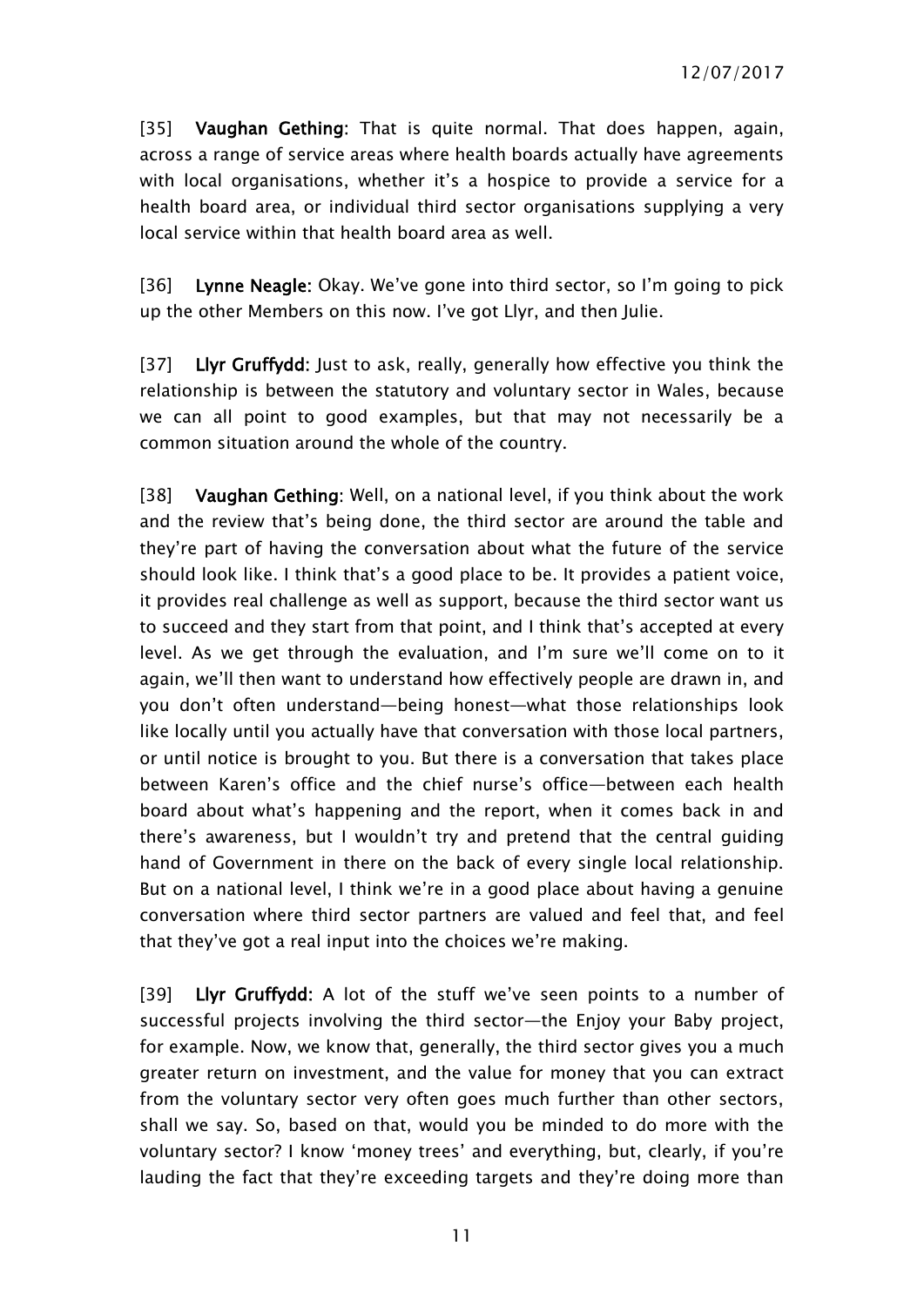[35] **Vaughan Gething**: That is quite normal. That does happen, again, across a range of service areas where health boards actually have agreements with local organisations, whether it's a hospice to provide a service for a health board area, or individual third sector organisations supplying a very local service within that health board area as well.

[36] **Lynne Neagle:** Okay. We've gone into third sector, so I'm going to pick up the other Members on this now. I've got Llyr, and then Julie.

[37] **Llyr Gruffydd**: Just to ask, really, generally how effective you think the relationship is between the statutory and voluntary sector in Wales, because we can all point to good examples, but that may not necessarily be a common situation around the whole of the country.

[38] **Vaughan Gething**: Well, on a national level, if you think about the work and the review that's being done, the third sector are around the table and they're part of having the conversation about what the future of the service should look like. I think that's a good place to be. It provides a patient voice, it provides real challenge as well as support, because the third sector want us to succeed and they start from that point, and I think that's accepted at every level. As we get through the evaluation, and I'm sure we'll come on to it again, we'll then want to understand how effectively people are drawn in, and you don't often understand—being honest—what those relationships look like locally until you actually have that conversation with those local partners, or until notice is brought to you. But there is a conversation that takes place between Karen's office and the chief nurse's office—between each health board about what's happening and the report, when it comes back in and there's awareness, but I wouldn't try and pretend that the central guiding hand of Government in there on the back of every single local relationship. But on a national level, I think we're in a good place about having a genuine conversation where third sector partners are valued and feel that, and feel that they've got a real input into the choices we're making.

[39] **Llyr Gruffydd:** A lot of the stuff we've seen points to a number of successful projects involving the third sector—the Enjoy your Baby project, for example. Now, we know that, generally, the third sector gives you a much greater return on investment, and the value for money that you can extract from the voluntary sector very often goes much further than other sectors, shall we say. So, based on that, would you be minded to do more with the voluntary sector? I know 'money trees' and everything, but, clearly, if you're lauding the fact that they're exceeding targets and they're doing more than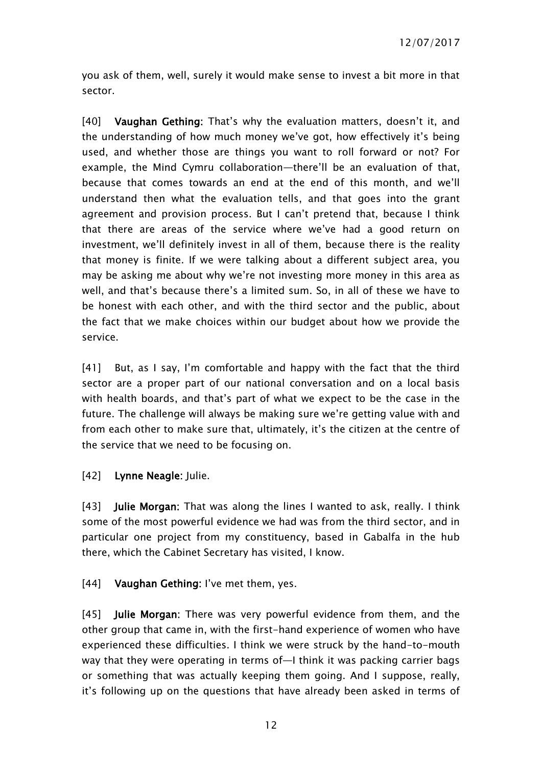you ask of them, well, surely it would make sense to invest a bit more in that sector.

[40] **Vaughan Gething:** That's why the evaluation matters, doesn't it, and the understanding of how much money we've got, how effectively it's being used, and whether those are things you want to roll forward or not? For example, the Mind Cymru collaboration—there'll be an evaluation of that, because that comes towards an end at the end of this month, and we'll understand then what the evaluation tells, and that goes into the grant agreement and provision process. But I can't pretend that, because I think that there are areas of the service where we've had a good return on investment, we'll definitely invest in all of them, because there is the reality that money is finite. If we were talking about a different subject area, you may be asking me about why we're not investing more money in this area as well, and that's because there's a limited sum. So, in all of these we have to be honest with each other, and with the third sector and the public, about the fact that we make choices within our budget about how we provide the service.

[41] But, as I say, I'm comfortable and happy with the fact that the third sector are a proper part of our national conversation and on a local basis with health boards, and that's part of what we expect to be the case in the future. The challenge will always be making sure we're getting value with and from each other to make sure that, ultimately, it's the citizen at the centre of the service that we need to be focusing on.

[42] **Lynne Neagle:** Julie.

[43] **Julie Morgan:** That was along the lines I wanted to ask, really. I think some of the most powerful evidence we had was from the third sector, and in particular one project from my constituency, based in Gabalfa in the hub there, which the Cabinet Secretary has visited, I know.

[44] **Vaughan Gething:** I've met them, yes.

[45] **Julie Morgan:** There was very powerful evidence from them, and the other group that came in, with the first-hand experience of women who have experienced these difficulties. I think we were struck by the hand-to-mouth way that they were operating in terms of—I think it was packing carrier bags or something that was actually keeping them going. And I suppose, really, it's following up on the questions that have already been asked in terms of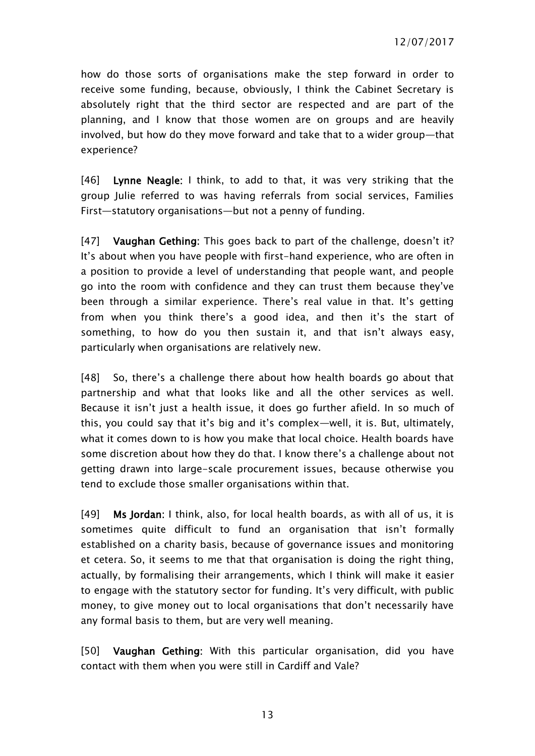how do those sorts of organisations make the step forward in order to receive some funding, because, obviously, I think the Cabinet Secretary is absolutely right that the third sector are respected and are part of the planning, and I know that those women are on groups and are heavily involved, but how do they move forward and take that to a wider group—that experience?

[46] **Lynne Neagle**: I think, to add to that, it was very striking that the group Julie referred to was having referrals from social services, Families First—statutory organisations—but not a penny of funding.

[47] **Vaughan Gething**: This goes back to part of the challenge, doesn't it? It's about when you have people with first-hand experience, who are often in a position to provide a level of understanding that people want, and people go into the room with confidence and they can trust them because they've been through a similar experience. There's real value in that. It's getting from when you think there's a good idea, and then it's the start of something, to how do you then sustain it, and that isn't always easy, particularly when organisations are relatively new.

[48] So, there's a challenge there about how health boards go about that partnership and what that looks like and all the other services as well. Because it isn't just a health issue, it does go further afield. In so much of this, you could say that it's big and it's complex—well, it is. But, ultimately, what it comes down to is how you make that local choice. Health boards have some discretion about how they do that. I know there's a challenge about not getting drawn into large-scale procurement issues, because otherwise you tend to exclude those smaller organisations within that.

[49] **Ms Jordan**: I think, also, for local health boards, as with all of us, it is sometimes quite difficult to fund an organisation that isn't formally established on a charity basis, because of governance issues and monitoring et cetera. So, it seems to me that that organisation is doing the right thing, actually, by formalising their arrangements, which I think will make it easier to engage with the statutory sector for funding. It's very difficult, with public money, to give money out to local organisations that don't necessarily have any formal basis to them, but are very well meaning.

[50] **Vaughan Gething**: With this particular organisation, did you have contact with them when you were still in Cardiff and Vale?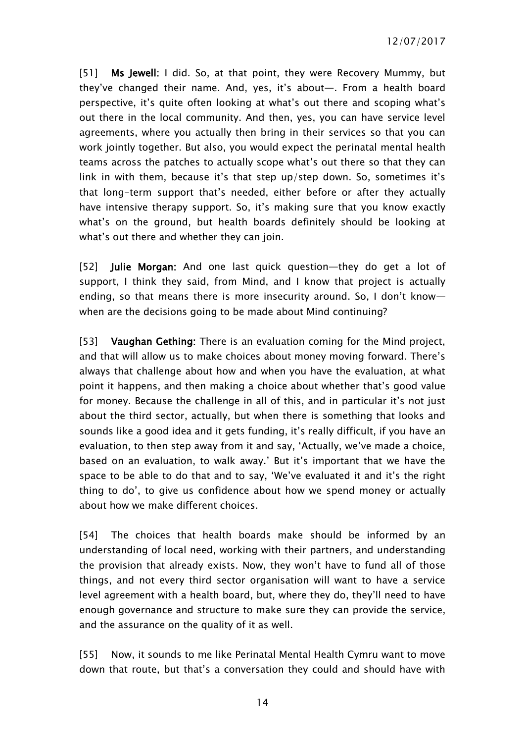[51] **Ms Jewell**: I did. So, at that point, they were Recovery Mummy, but they've changed their name. And, yes, it's about—. From a health board perspective, it's quite often looking at what's out there and scoping what's out there in the local community. And then, yes, you can have service level agreements, where you actually then bring in their services so that you can work jointly together. But also, you would expect the perinatal mental health teams across the patches to actually scope what's out there so that they can link in with them, because it's that step up/step down. So, sometimes it's that long-term support that's needed, either before or after they actually have intensive therapy support. So, it's making sure that you know exactly what's on the ground, but health boards definitely should be looking at what's out there and whether they can join.

[52] **Julie Morgan**: And one last quick question—they do get a lot of support, I think they said, from Mind, and I know that project is actually ending, so that means there is more insecurity around. So, I don't know—when are the decisions going to be made about Mind continuing?

[53] **Vaughan Gething**: There is an evaluation coming for the Mind project, and that will allow us to make choices about money moving forward. There's always that challenge about how and when you have the evaluation, at what point it happens, and then making a choice about whether that's good value for money. Because the challenge in all of this, and in particular it's not just about the third sector, actually, but when there is something that looks and sounds like a good idea and it gets funding, it's really difficult, if you have an evaluation, to then step away from it and say, 'Actually, we've made a choice, based on an evaluation, to walk away.' But it's important that we have the space to be able to do that and to say, 'We've evaluated it and it's the right thing to do', to give us confidence about how we spend money or actually about how we make different choices.

[54] The choices that health boards make should be informed by an understanding of local need, working with their partners, and understanding the provision that already exists. Now, they won't have to fund all of those things, and not every third sector organisation will want to have a service level agreement with a health board, but, where they do, they'll need to have enough governance and structure to make sure they can provide the service, and the assurance on the quality of it as well.

[55] Now, it sounds to me like Perinatal Mental Health Cymru want to move down that route, but that's a conversation they could and should have with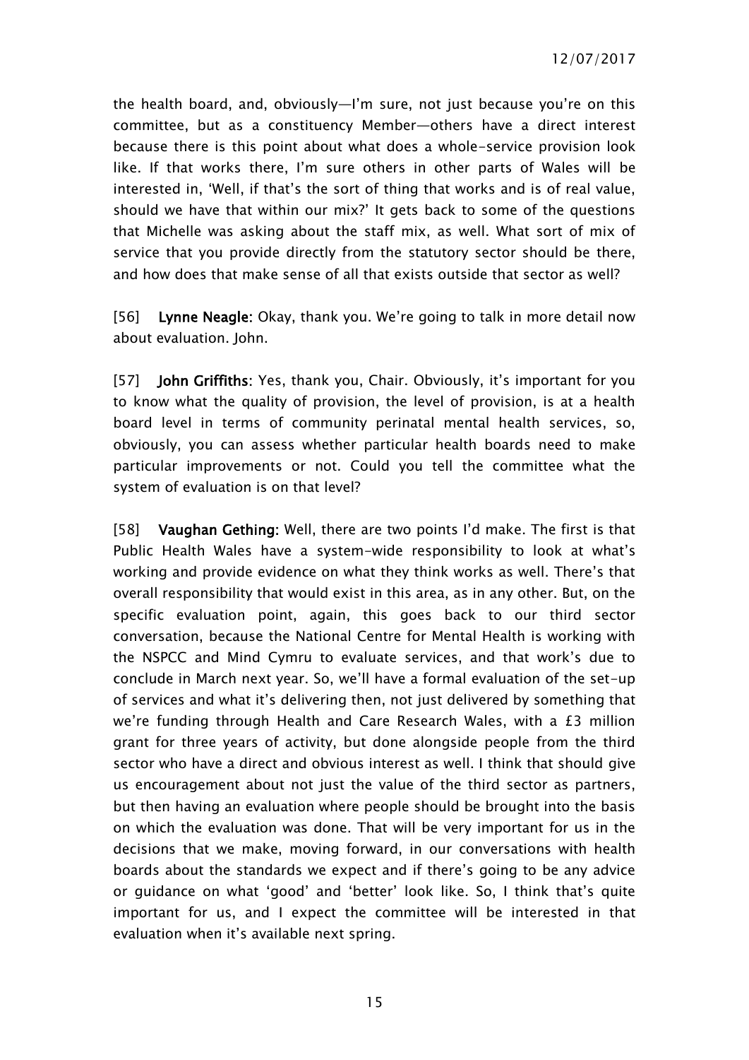the health board, and, obviously—I'm sure, not just because you're on this committee, but as a constituency Member—others have a direct interest because there is this point about what does a whole-service provision look like. If that works there, I'm sure others in other parts of Wales will be interested in, 'Well, if that's the sort of thing that works and is of real value, should we have that within our mix?' It gets back to some of the questions that Michelle was asking about the staff mix, as well. What sort of mix of service that you provide directly from the statutory sector should be there, and how does that make sense of all that exists outside that sector as well?

[56] **Lynne Neagle:** Okay, thank you. We're going to talk in more detail now about evaluation. John.

[57] **John Griffiths:** Yes, thank you, Chair. Obviously, it's important for you to know what the quality of provision, the level of provision, is at a health board level in terms of community perinatal mental health services, so, obviously, you can assess whether particular health boards need to make particular improvements or not. Could you tell the committee what the system of evaluation is on that level?

[58] **Vaughan Gething:** Well, there are two points I'd make. The first is that Public Health Wales have a system-wide responsibility to look at what's working and provide evidence on what they think works as well. There's that overall responsibility that would exist in this area, as in any other. But, on the specific evaluation point, again, this goes back to our third sector conversation, because the National Centre for Mental Health is working with the NSPCC and Mind Cymru to evaluate services, and that work's due to conclude in March next year. So, we'll have a formal evaluation of the set-up of services and what it's delivering then, not just delivered by something that we're funding through Health and Care Research Wales, with a £3 million grant for three years of activity, but done alongside people from the third sector who have a direct and obvious interest as well. I think that should give us encouragement about not just the value of the third sector as partners, but then having an evaluation where people should be brought into the basis on which the evaluation was done. That will be very important for us in the decisions that we make, moving forward, in our conversations with health boards about the standards we expect and if there's going to be any advice or guidance on what 'good' and 'better' look like. So, I think that's quite important for us, and I expect the committee will be interested in that evaluation when it's available next spring.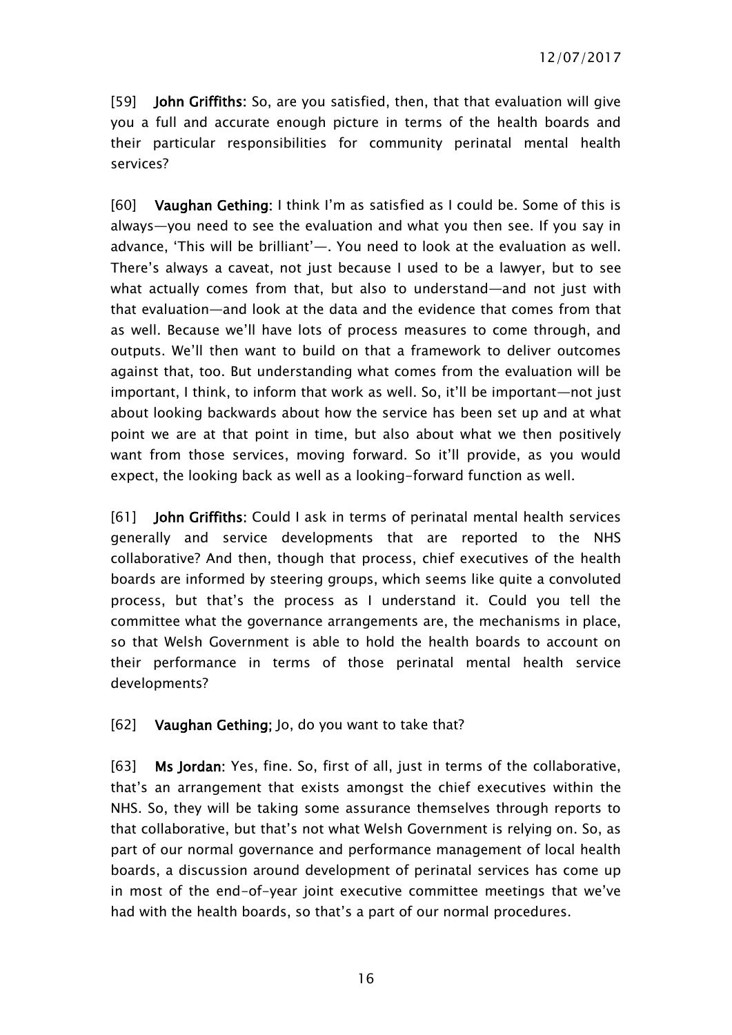[59] **John Griffiths:** So, are you satisfied, then, that that evaluation will give you a full and accurate enough picture in terms of the health boards and their particular responsibilities for community perinatal mental health services?

[60] **Vaughan Gething:** I think I'm as satisfied as I could be. Some of this is always—you need to see the evaluation and what you then see. If you say in advance, 'This will be brilliant'—. You need to look at the evaluation as well. There's always a caveat, not just because I used to be a lawyer, but to see what actually comes from that, but also to understand—and not just with that evaluation—and look at the data and the evidence that comes from that as well. Because we'll have lots of process measures to come through, and outputs. We'll then want to build on that a framework to deliver outcomes against that, too. But understanding what comes from the evaluation will be important, I think, to inform that work as well. So, it'll be important—not just about looking backwards about how the service has been set up and at what point we are at that point in time, but also about what we then positively want from those services, moving forward. So it'll provide, as you would expect, the looking back as well as a looking-forward function as well.

[61] **John Griffiths:** Could I ask in terms of perinatal mental health services generally and service developments that are reported to the NHS collaborative? And then, though that process, chief executives of the health boards are informed by steering groups, which seems like quite a convoluted process, but that's the process as I understand it. Could you tell the committee what the governance arrangements are, the mechanisms in place, so that Welsh Government is able to hold the health boards to account on their performance in terms of those perinatal mental health service developments?

[62] **Vaughan Gething;** Jo, do you want to take that?

[63] **Ms Jordan:** Yes, fine. So, first of all, just in terms of the collaborative, that's an arrangement that exists amongst the chief executives within the NHS. So, they will be taking some assurance themselves through reports to that collaborative, but that's not what Welsh Government is relying on. So, as part of our normal governance and performance management of local health boards, a discussion around development of perinatal services has come up in most of the end-of-year joint executive committee meetings that we've had with the health boards, so that's a part of our normal procedures.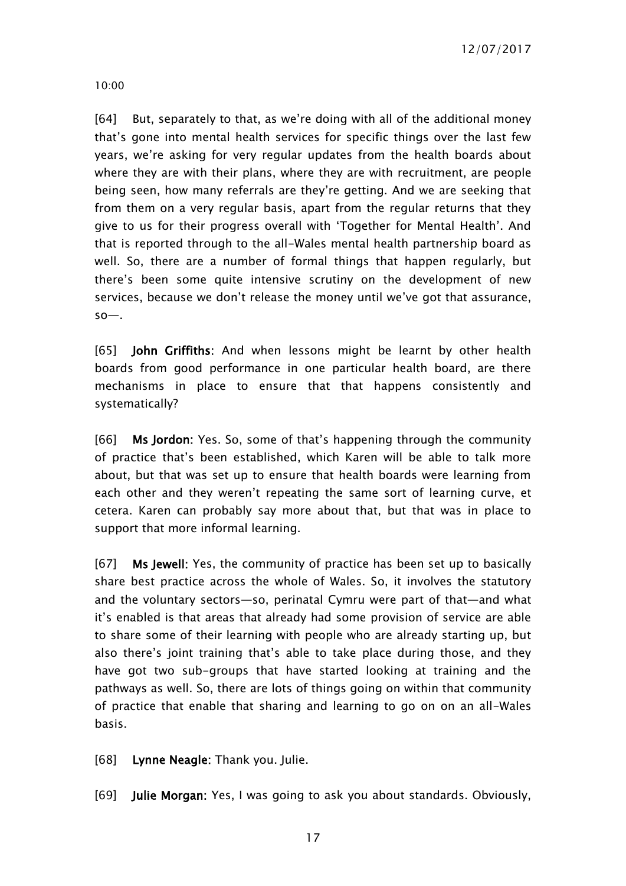10:00

[64] But, separately to that, as we're doing with all of the additional money that's gone into mental health services for specific things over the last few years, we're asking for very regular updates from the health boards about where they are with their plans, where they are with recruitment, are people being seen, how many referrals are they're getting. And we are seeking that from them on a very regular basis, apart from the regular returns that they give to us for their progress overall with 'Together for Mental Health'. And that is reported through to the all-Wales mental health partnership board as well. So, there are a number of formal things that happen regularly, but there's been some quite intensive scrutiny on the development of new services, because we don't release the money until we've got that assurance, so—.

[65] **John Griffiths**: And when lessons might be learnt by other health boards from good performance in one particular health board, are there mechanisms in place to ensure that that happens consistently and systematically?

[66] **Ms Jordon**: Yes. So, some of that's happening through the community of practice that's been established, which Karen will be able to talk more about, but that was set up to ensure that health boards were learning from each other and they weren't repeating the same sort of learning curve, et cetera. Karen can probably say more about that, but that was in place to support that more informal learning.

[67] **Ms Jewell**: Yes, the community of practice has been set up to basically share best practice across the whole of Wales. So, it involves the statutory and the voluntary sectors—so, perinatal Cymru were part of that—and what it's enabled is that areas that already had some provision of service are able to share some of their learning with people who are already starting up, but also there's joint training that's able to take place during those, and they have got two sub-groups that have started looking at training and the pathways as well. So, there are lots of things going on within that community of practice that enable that sharing and learning to go on on an all-Wales basis.

[68] **Lynne Neagle**: Thank you. Julie.

[69] **Julie Morgan**: Yes, I was going to ask you about standards. Obviously,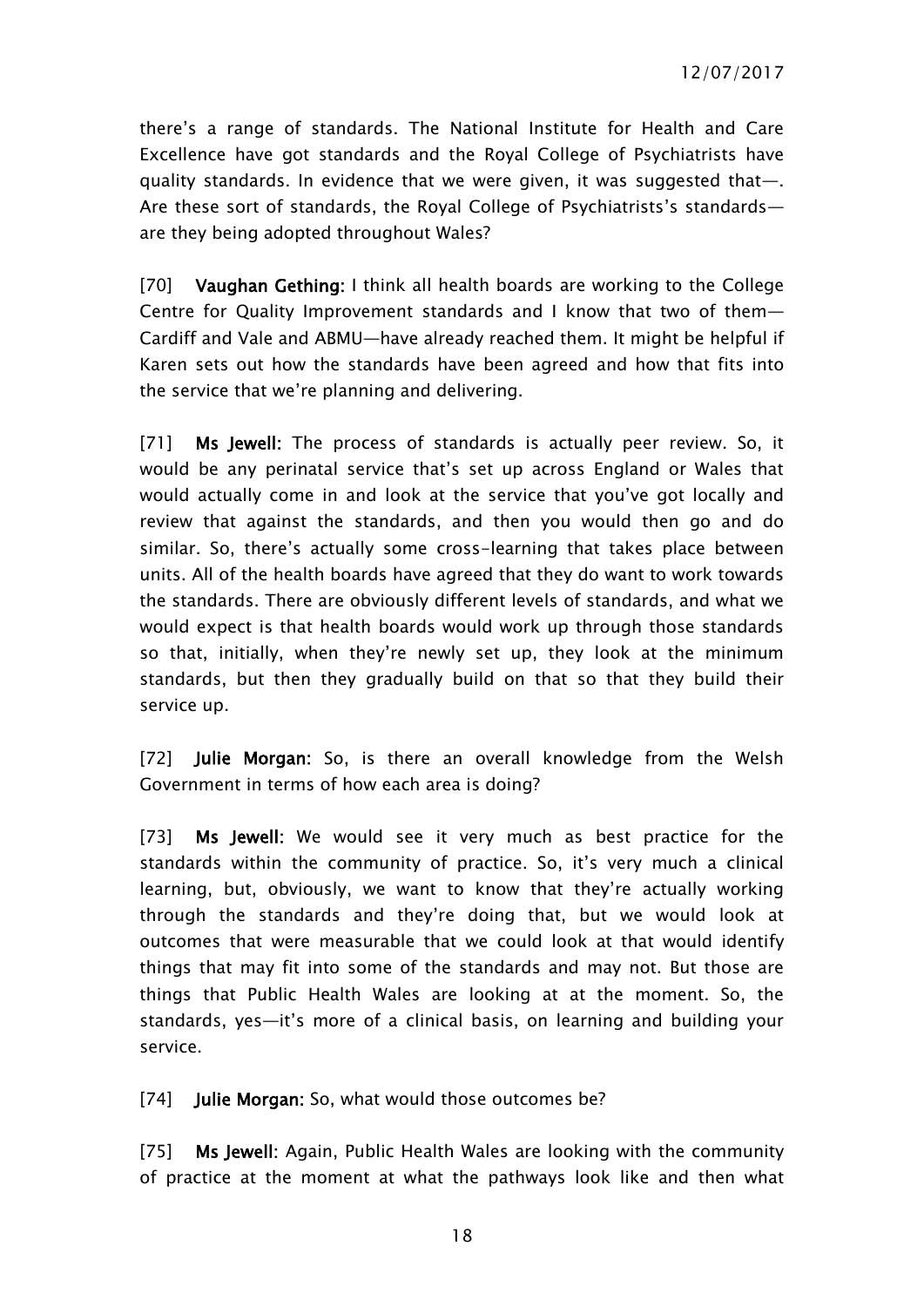there's a range of standards. The National Institute for Health and Care Excellence have got standards and the Royal College of Psychiatrists have quality standards. In evidence that we were given, it was suggested that—. Are these sort of standards, the Royal College of Psychiatrists's standards—are they being adopted throughout Wales?

[70] **Vaughan Gething:** I think all health boards are working to the College Centre for Quality Improvement standards and I know that two of them—Cardiff and Vale and ABMU—have already reached them. It might be helpful if Karen sets out how the standards have been agreed and how that fits into the service that we're planning and delivering.

[71] **Ms Jewell:** The process of standards is actually peer review. So, it would be any perinatal service that's set up across England or Wales that would actually come in and look at the service that you've got locally and review that against the standards, and then you would then go and do similar. So, there's actually some cross-learning that takes place between units. All of the health boards have agreed that they do want to work towards the standards. There are obviously different levels of standards, and what we would expect is that health boards would work up through those standards so that, initially, when they're newly set up, they look at the minimum standards, but then they gradually build on that so that they build their service up.

[72] **Julie Morgan:** So, is there an overall knowledge from the Welsh Government in terms of how each area is doing?

[73] **Ms Jewell:** We would see it very much as best practice for the standards within the community of practice. So, it's very much a clinical learning, but, obviously, we want to know that they're actually working through the standards and they're doing that, but we would look at outcomes that were measurable that we could look at that would identify things that may fit into some of the standards and may not. But those are things that Public Health Wales are looking at at the moment. So, the standards, yes—it's more of a clinical basis, on learning and building your service.

[74] **Julie Morgan:** So, what would those outcomes be?

[75] **Ms Jewell:** Again, Public Health Wales are looking with the community of practice at the moment at what the pathways look like and then what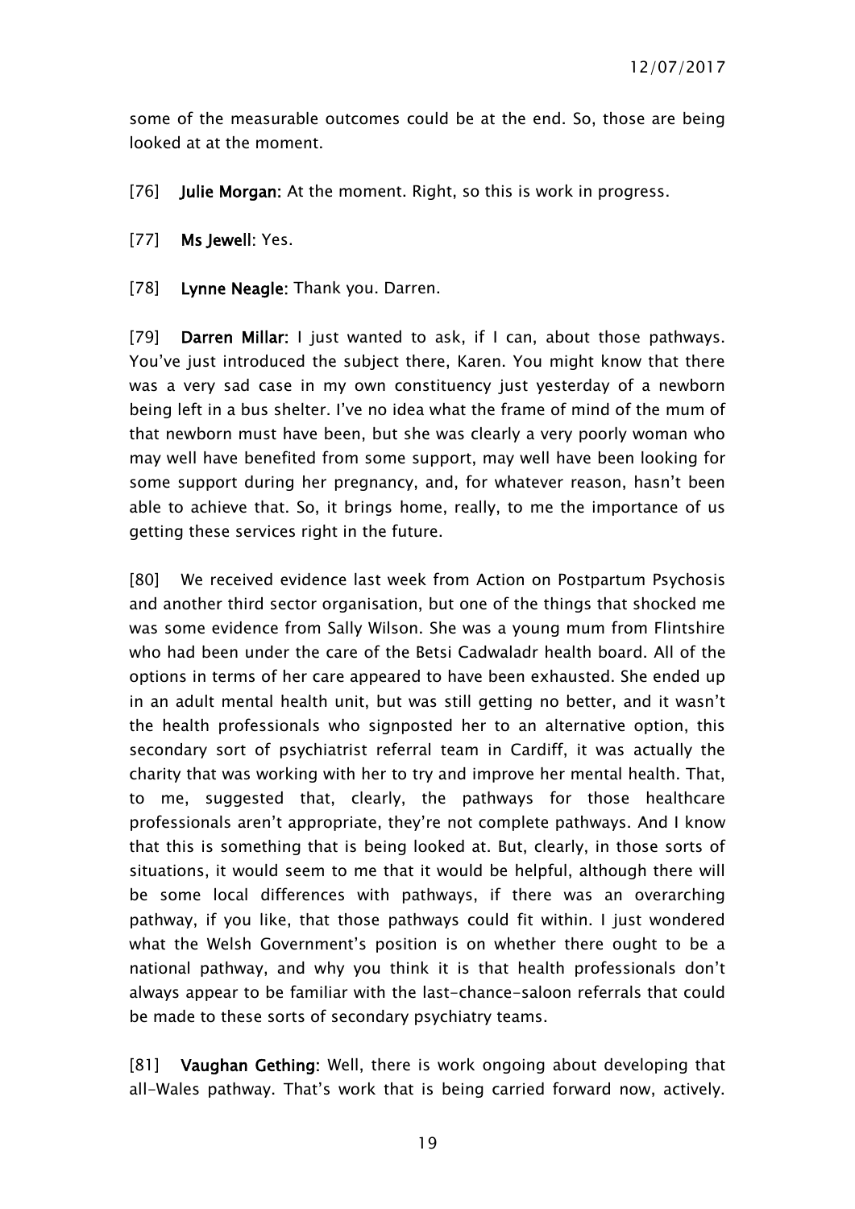some of the measurable outcomes could be at the end. So, those are being looked at at the moment.

[76] **Julie Morgan:** At the moment. Right, so this is work in progress.

[77] **Ms Jewell:** Yes.

[78] **Lynne Neagle:** Thank you. Darren.

[79] **Darren Millar:** I just wanted to ask, if I can, about those pathways. You've just introduced the subject there, Karen. You might know that there was a very sad case in my own constituency just yesterday of a newborn being left in a bus shelter. I've no idea what the frame of mind of the mum of that newborn must have been, but she was clearly a very poorly woman who may well have benefited from some support, may well have been looking for some support during her pregnancy, and, for whatever reason, hasn't been able to achieve that. So, it brings home, really, to me the importance of us getting these services right in the future.

[80] We received evidence last week from Action on Postpartum Psychosis and another third sector organisation, but one of the things that shocked me was some evidence from Sally Wilson. She was a young mum from Flintshire who had been under the care of the Betsi Cadwaladr health board. All of the options in terms of her care appeared to have been exhausted. She ended up in an adult mental health unit, but was still getting no better, and it wasn't the health professionals who signposted her to an alternative option, this secondary sort of psychiatrist referral team in Cardiff, it was actually the charity that was working with her to try and improve her mental health. That, to me, suggested that, clearly, the pathways for those healthcare professionals aren't appropriate, they're not complete pathways. And I know that this is something that is being looked at. But, clearly, in those sorts of situations, it would seem to me that it would be helpful, although there will be some local differences with pathways, if there was an overarching pathway, if you like, that those pathways could fit within. I just wondered what the Welsh Government's position is on whether there ought to be a national pathway, and why you think it is that health professionals don't always appear to be familiar with the last-chance-saloon referrals that could be made to these sorts of secondary psychiatry teams.

[81] **Vaughan Gething:** Well, there is work ongoing about developing that all-Wales pathway. That's work that is being carried forward now, actively.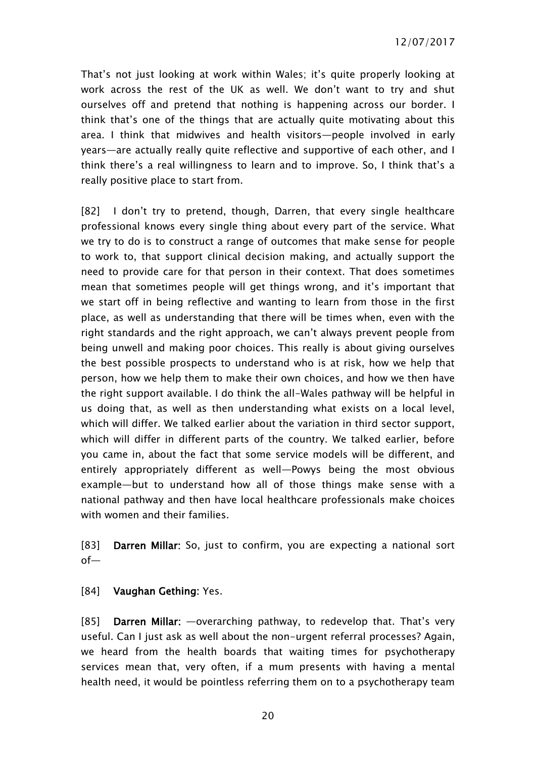That's not just looking at work within Wales; it's quite properly looking at work across the rest of the UK as well. We don't want to try and shut ourselves off and pretend that nothing is happening across our border. I think that's one of the things that are actually quite motivating about this area. I think that midwives and health visitors—people involved in early years—are actually really quite reflective and supportive of each other, and I think there's a real willingness to learn and to improve. So, I think that's a really positive place to start from.

[82] I don't try to pretend, though, Darren, that every single healthcare professional knows every single thing about every part of the service. What we try to do is to construct a range of outcomes that make sense for people to work to, that support clinical decision making, and actually support the need to provide care for that person in their context. That does sometimes mean that sometimes people will get things wrong, and it's important that we start off in being reflective and wanting to learn from those in the first place, as well as understanding that there will be times when, even with the right standards and the right approach, we can't always prevent people from being unwell and making poor choices. This really is about giving ourselves the best possible prospects to understand who is at risk, how we help that person, how we help them to make their own choices, and how we then have the right support available. I do think the all-Wales pathway will be helpful in us doing that, as well as then understanding what exists on a local level, which will differ. We talked earlier about the variation in third sector support, which will differ in different parts of the country. We talked earlier, before you came in, about the fact that some service models will be different, and entirely appropriately different as well—Powys being the most obvious example—but to understand how all of those things make sense with a national pathway and then have local healthcare professionals make choices with women and their families.

[83] **Darren Millar**: So, just to confirm, you are expecting a national sort of—

[84] **Vaughan Gething**: Yes.

[85] **Darren Millar**: —overarching pathway, to redevelop that. That's very useful. Can I just ask as well about the non-urgent referral processes? Again, we heard from the health boards that waiting times for psychotherapy services mean that, very often, if a mum presents with having a mental health need, it would be pointless referring them on to a psychotherapy team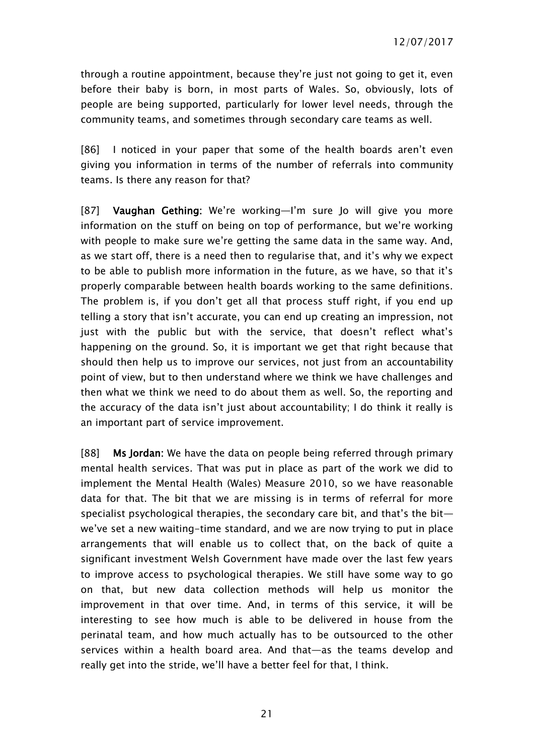through a routine appointment, because they're just not going to get it, even before their baby is born, in most parts of Wales. So, obviously, lots of people are being supported, particularly for lower level needs, through the community teams, and sometimes through secondary care teams as well.

[86] I noticed in your paper that some of the health boards aren't even giving you information in terms of the number of referrals into community teams. Is there any reason for that?

[87] **Vaughan Gething:** We're working—I'm sure Jo will give you more information on the stuff on being on top of performance, but we're working with people to make sure we're getting the same data in the same way. And, as we start off, there is a need then to regularise that, and it's why we expect to be able to publish more information in the future, as we have, so that it's properly comparable between health boards working to the same definitions. The problem is, if you don't get all that process stuff right, if you end up telling a story that isn't accurate, you can end up creating an impression, not just with the public but with the service, that doesn't reflect what's happening on the ground. So, it is important we get that right because that should then help us to improve our services, not just from an accountability point of view, but to then understand where we think we have challenges and then what we think we need to do about them as well. So, the reporting and the accuracy of the data isn't just about accountability; I do think it really is an important part of service improvement.

[88] **Ms Jordan:** We have the data on people being referred through primary mental health services. That was put in place as part of the work we did to implement the Mental Health (Wales) Measure 2010, so we have reasonable data for that. The bit that we are missing is in terms of referral for more specialist psychological therapies, the secondary care bit, and that's the bit—we've set a new waiting-time standard, and we are now trying to put in place arrangements that will enable us to collect that, on the back of quite a significant investment Welsh Government have made over the last few years to improve access to psychological therapies. We still have some way to go on that, but new data collection methods will help us monitor the improvement in that over time. And, in terms of this service, it will be interesting to see how much is able to be delivered in house from the perinatal team, and how much actually has to be outsourced to the other services within a health board area. And that—as the teams develop and really get into the stride, we'll have a better feel for that, I think.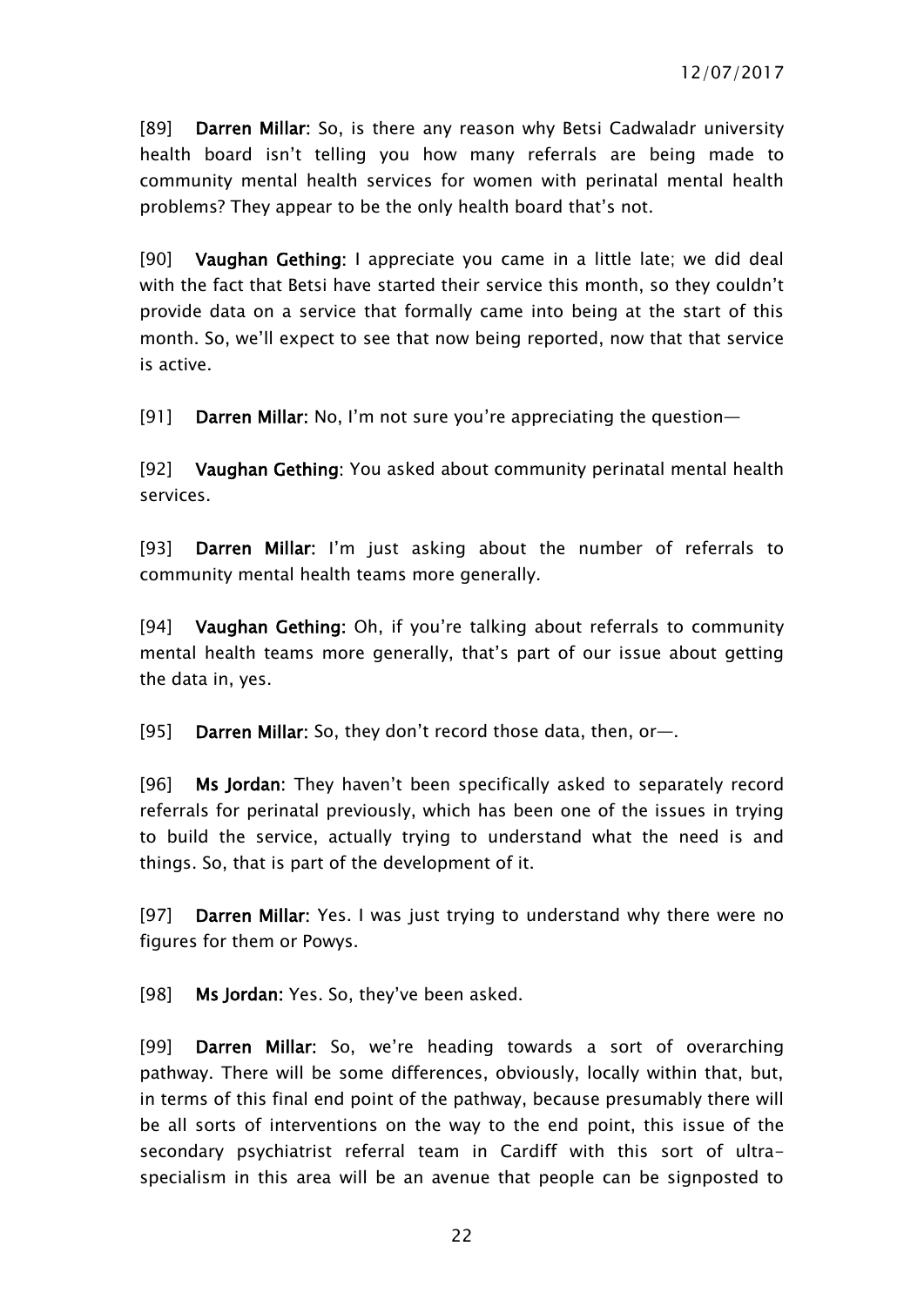[89] **Darren Millar:** So, is there any reason why Betsi Cadwaladr university health board isn't telling you how many referrals are being made to community mental health services for women with perinatal mental health problems? They appear to be the only health board that's not.

[90] **Vaughan Gething:** I appreciate you came in a little late; we did deal with the fact that Betsi have started their service this month, so they couldn't provide data on a service that formally came into being at the start of this month. So, we'll expect to see that now being reported, now that that service is active.

[91] **Darren Millar:** No, I'm not sure you're appreciating the question—

[92] **Vaughan Gething:** You asked about community perinatal mental health services.

[93] **Darren Millar:** I'm just asking about the number of referrals to community mental health teams more generally.

[94] **Vaughan Gething:** Oh, if you're talking about referrals to community mental health teams more generally, that's part of our issue about getting the data in, yes.

[95] **Darren Millar:** So, they don't record those data, then, or—.

[96] **Ms Jordan:** They haven't been specifically asked to separately record referrals for perinatal previously, which has been one of the issues in trying to build the service, actually trying to understand what the need is and things. So, that is part of the development of it.

[97] **Darren Millar:** Yes. I was just trying to understand why there were no figures for them or Powys.

[98] **Ms Jordan:** Yes. So, they've been asked.

[99] **Darren Millar:** So, we're heading towards a sort of overarching pathway. There will be some differences, obviously, locally within that, but, in terms of this final end point of the pathway, because presumably there will be all sorts of interventions on the way to the end point, this issue of the secondary psychiatrist referral team in Cardiff with this sort of ultra-specialism in this area will be an avenue that people can be signposted to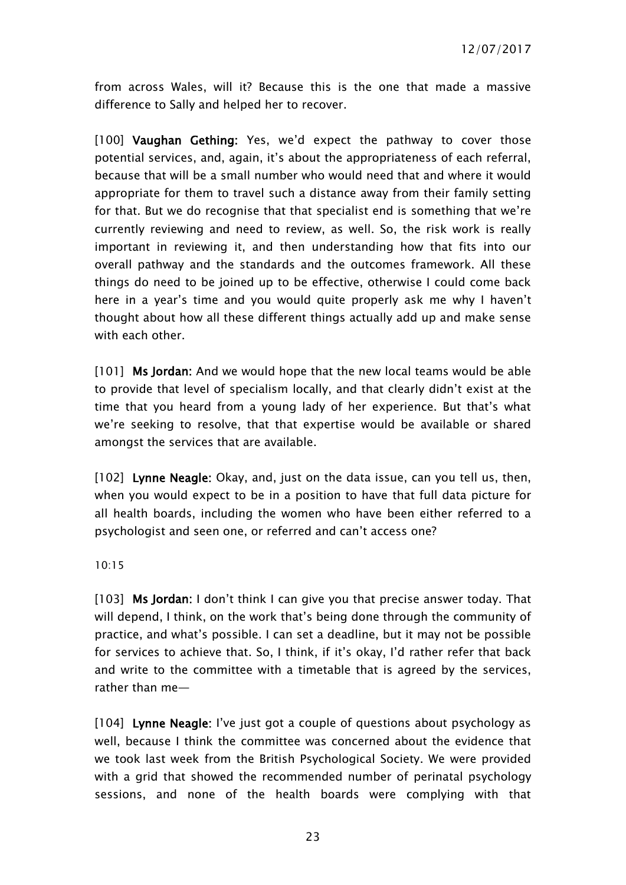from across Wales, will it? Because this is the one that made a massive difference to Sally and helped her to recover.

[100] **Vaughan Gething:** Yes, we'd expect the pathway to cover those potential services, and, again, it's about the appropriateness of each referral, because that will be a small number who would need that and where it would appropriate for them to travel such a distance away from their family setting for that. But we do recognise that that specialist end is something that we're currently reviewing and need to review, as well. So, the risk work is really important in reviewing it, and then understanding how that fits into our overall pathway and the standards and the outcomes framework. All these things do need to be joined up to be effective, otherwise I could come back here in a year's time and you would quite properly ask me why I haven't thought about how all these different things actually add up and make sense with each other.

[101] **Ms Jordan:** And we would hope that the new local teams would be able to provide that level of specialism locally, and that clearly didn't exist at the time that you heard from a young lady of her experience. But that's what we're seeking to resolve, that that expertise would be available or shared amongst the services that are available.

[102] **Lynne Neagle:** Okay, and, just on the data issue, can you tell us, then, when you would expect to be in a position to have that full data picture for all health boards, including the women who have been either referred to a psychologist and seen one, or referred and can't access one?

10:15

[103] **Ms Jordan:** I don't think I can give you that precise answer today. That will depend, I think, on the work that's being done through the community of practice, and what's possible. I can set a deadline, but it may not be possible for services to achieve that. So, I think, if it's okay, I'd rather refer that back and write to the committee with a timetable that is agreed by the services, rather than me—

[104] **Lynne Neagle:** I've just got a couple of questions about psychology as well, because I think the committee was concerned about the evidence that we took last week from the British Psychological Society. We were provided with a grid that showed the recommended number of perinatal psychology sessions, and none of the health boards were complying with that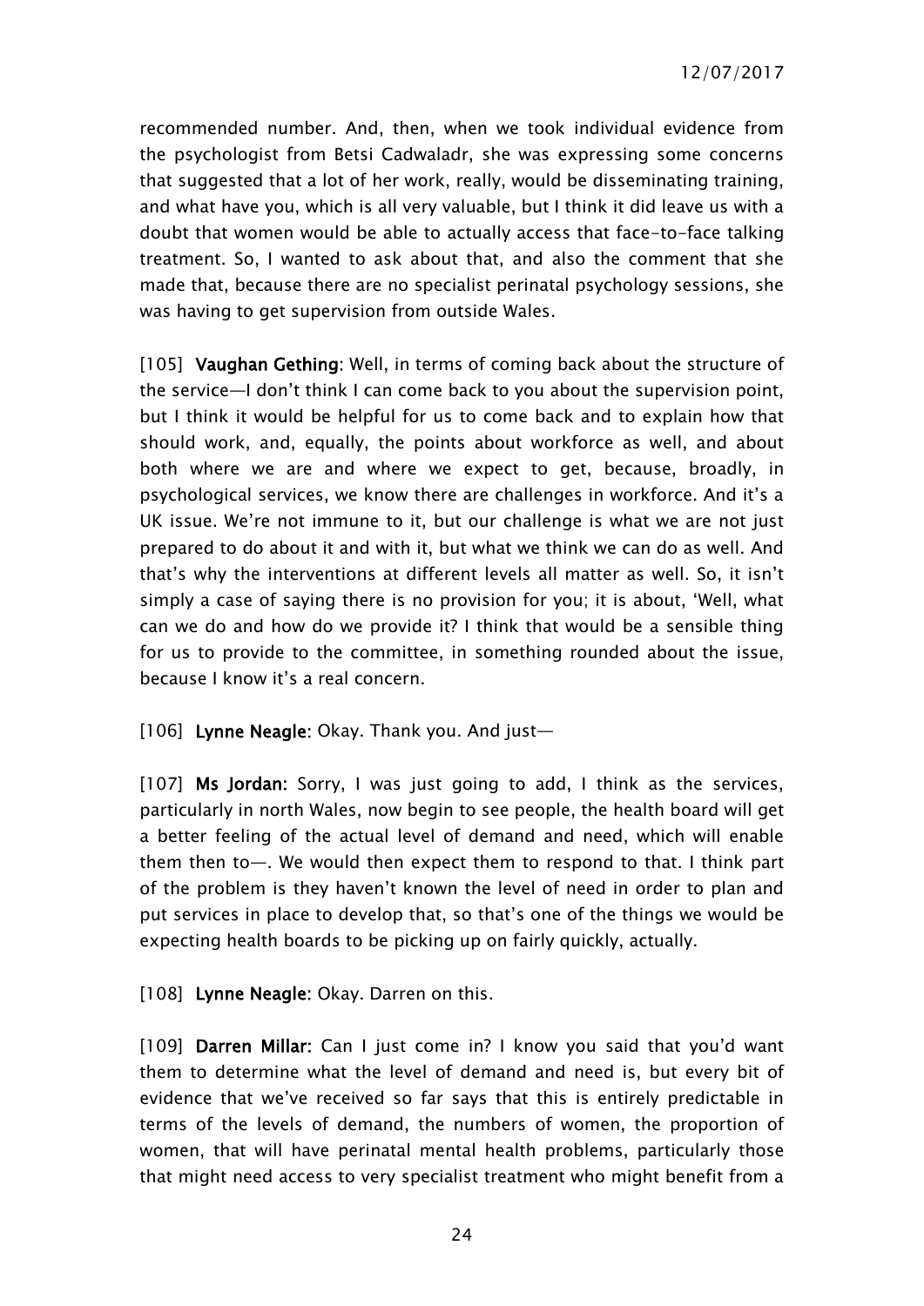recommended number. And, then, when we took individual evidence from the psychologist from Betsi Cadwaladr, she was expressing some concerns that suggested that a lot of her work, really, would be disseminating training, and what have you, which is all very valuable, but I think it did leave us with a doubt that women would be able to actually access that face-to-face talking treatment. So, I wanted to ask about that, and also the comment that she made that, because there are no specialist perinatal psychology sessions, she was having to get supervision from outside Wales.

[105] **Vaughan Gething**: Well, in terms of coming back about the structure of the service—I don't think I can come back to you about the supervision point, but I think it would be helpful for us to come back and to explain how that should work, and, equally, the points about workforce as well, and about both where we are and where we expect to get, because, broadly, in psychological services, we know there are challenges in workforce. And it's a UK issue. We're not immune to it, but our challenge is what we are not just prepared to do about it and with it, but what we think we can do as well. And that's why the interventions at different levels all matter as well. So, it isn't simply a case of saying there is no provision for you; it is about, 'Well, what can we do and how do we provide it? I think that would be a sensible thing for us to provide to the committee, in something rounded about the issue, because I know it's a real concern.

[106] **Lynne Neagle**: Okay. Thank you. And just—

[107] **Ms Jordan**: Sorry, I was just going to add, I think as the services, particularly in north Wales, now begin to see people, the health board will get a better feeling of the actual level of demand and need, which will enable them then to—. We would then expect them to respond to that. I think part of the problem is they haven't known the level of need in order to plan and put services in place to develop that, so that's one of the things we would be expecting health boards to be picking up on fairly quickly, actually.

[108] **Lynne Neagle**: Okay. Darren on this.

[109] **Darren Millar**: Can I just come in? I know you said that you'd want them to determine what the level of demand and need is, but every bit of evidence that we've received so far says that this is entirely predictable in terms of the levels of demand, the numbers of women, the proportion of women, that will have perinatal mental health problems, particularly those that might need access to very specialist treatment who might benefit from a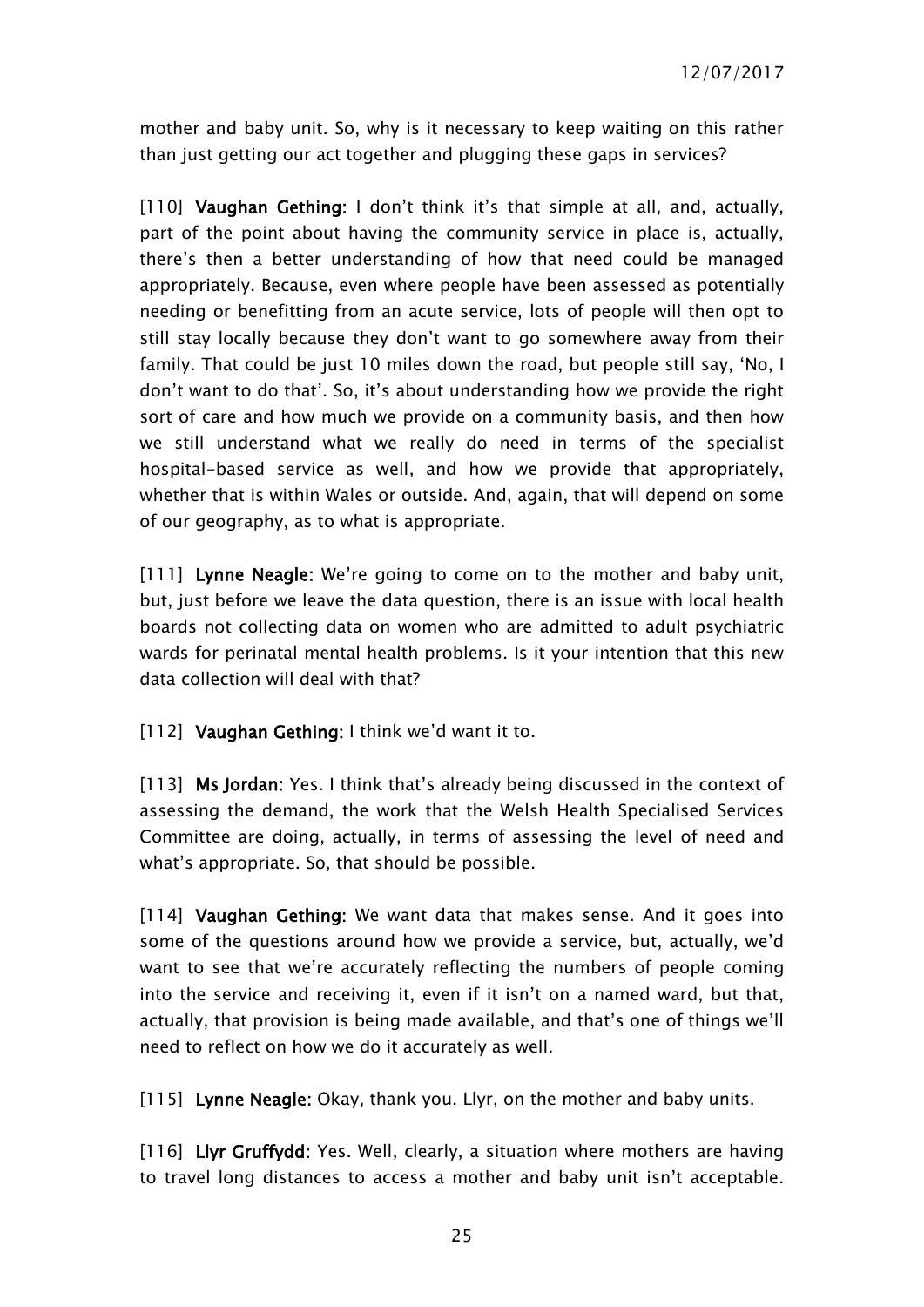mother and baby unit. So, why is it necessary to keep waiting on this rather than just getting our act together and plugging these gaps in services?

[110] **Vaughan Gething:** I don't think it's that simple at all, and, actually, part of the point about having the community service in place is, actually, there's then a better understanding of how that need could be managed appropriately. Because, even where people have been assessed as potentially needing or benefitting from an acute service, lots of people will then opt to still stay locally because they don't want to go somewhere away from their family. That could be just 10 miles down the road, but people still say, 'No, I don't want to do that'. So, it's about understanding how we provide the right sort of care and how much we provide on a community basis, and then how we still understand what we really do need in terms of the specialist hospital-based service as well, and how we provide that appropriately, whether that is within Wales or outside. And, again, that will depend on some of our geography, as to what is appropriate.

[111] **Lynne Neagle:** We're going to come on to the mother and baby unit, but, just before we leave the data question, there is an issue with local health boards not collecting data on women who are admitted to adult psychiatric wards for perinatal mental health problems. Is it your intention that this new data collection will deal with that?

[112] **Vaughan Gething:** I think we'd want it to.

[113] **Ms Jordan:** Yes. I think that's already being discussed in the context of assessing the demand, the work that the Welsh Health Specialised Services Committee are doing, actually, in terms of assessing the level of need and what's appropriate. So, that should be possible.

[114] **Vaughan Gething:** We want data that makes sense. And it goes into some of the questions around how we provide a service, but, actually, we'd want to see that we're accurately reflecting the numbers of people coming into the service and receiving it, even if it isn't on a named ward, but that, actually, that provision is being made available, and that's one of things we'll need to reflect on how we do it accurately as well.

[115] **Lynne Neagle:** Okay, thank you. Llyr, on the mother and baby units.

[116] **Llyr Gruffydd:** Yes. Well, clearly, a situation where mothers are having to travel long distances to access a mother and baby unit isn't acceptable.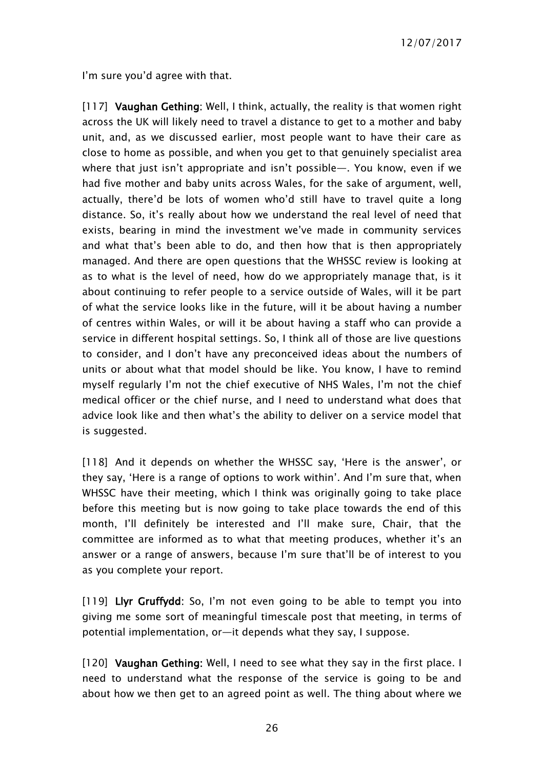I'm sure you'd agree with that.

[117] **Vaughan Gething**: Well, I think, actually, the reality is that women right across the UK will likely need to travel a distance to get to a mother and baby unit, and, as we discussed earlier, most people want to have their care as close to home as possible, and when you get to that genuinely specialist area where that just isn't appropriate and isn't possible—. You know, even if we had five mother and baby units across Wales, for the sake of argument, well, actually, there'd be lots of women who'd still have to travel quite a long distance. So, it's really about how we understand the real level of need that exists, bearing in mind the investment we've made in community services and what that's been able to do, and then how that is then appropriately managed. And there are open questions that the WHSSC review is looking at as to what is the level of need, how do we appropriately manage that, is it about continuing to refer people to a service outside of Wales, will it be part of what the service looks like in the future, will it be about having a number of centres within Wales, or will it be about having a staff who can provide a service in different hospital settings. So, I think all of those are live questions to consider, and I don't have any preconceived ideas about the numbers of units or about what that model should be like. You know, I have to remind myself regularly I'm not the chief executive of NHS Wales, I'm not the chief medical officer or the chief nurse, and I need to understand what does that advice look like and then what's the ability to deliver on a service model that is suggested.

[118] And it depends on whether the WHSSC say, 'Here is the answer', or they say, 'Here is a range of options to work within'. And I'm sure that, when WHSSC have their meeting, which I think was originally going to take place before this meeting but is now going to take place towards the end of this month, I'll definitely be interested and I'll make sure, Chair, that the committee are informed as to what that meeting produces, whether it's an answer or a range of answers, because I'm sure that'll be of interest to you as you complete your report.

[119] **Llyr Gruffydd**: So, I'm not even going to be able to tempt you into giving me some sort of meaningful timescale post that meeting, in terms of potential implementation, or—it depends what they say, I suppose.

[120] **Vaughan Gething**: Well, I need to see what they say in the first place. I need to understand what the response of the service is going to be and about how we then get to an agreed point as well. The thing about where we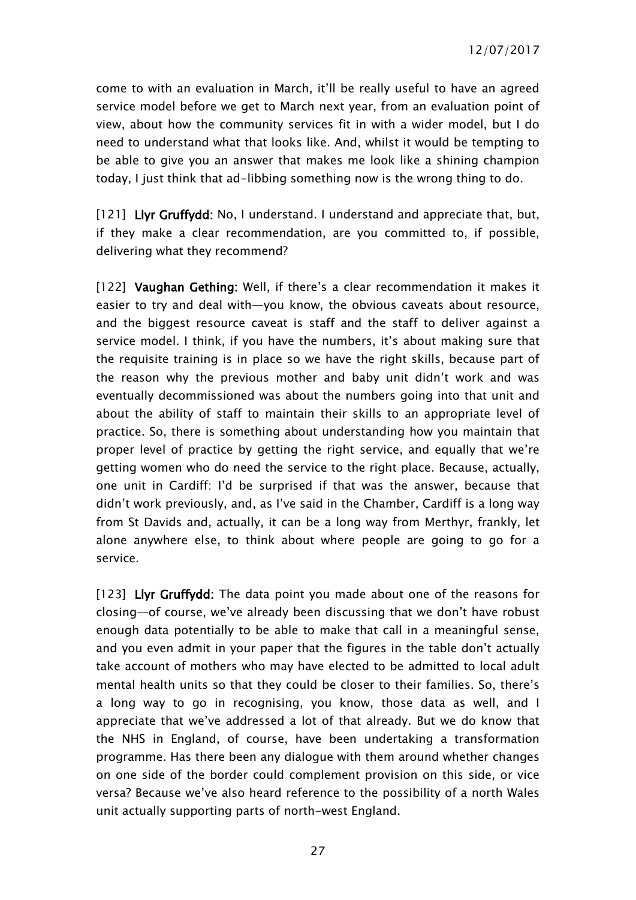come to with an evaluation in March, it'll be really useful to have an agreed service model before we get to March next year, from an evaluation point of view, about how the community services fit in with a wider model, but I do need to understand what that looks like. And, whilst it would be tempting to be able to give you an answer that makes me look like a shining champion today, I just think that ad-libbing something now is the wrong thing to do.

[121] **Llyr Gruffydd:** No, I understand. I understand and appreciate that, but, if they make a clear recommendation, are you committed to, if possible, delivering what they recommend?

[122] **Vaughan Gething:** Well, if there's a clear recommendation it makes it easier to try and deal with—you know, the obvious caveats about resource, and the biggest resource caveat is staff and the staff to deliver against a service model. I think, if you have the numbers, it's about making sure that the requisite training is in place so we have the right skills, because part of the reason why the previous mother and baby unit didn't work and was eventually decommissioned was about the numbers going into that unit and about the ability of staff to maintain their skills to an appropriate level of practice. So, there is something about understanding how you maintain that proper level of practice by getting the right service, and equally that we're getting women who do need the service to the right place. Because, actually, one unit in Cardiff: I'd be surprised if that was the answer, because that didn't work previously, and, as I've said in the Chamber, Cardiff is a long way from St Davids and, actually, it can be a long way from Merthyr, frankly, let alone anywhere else, to think about where people are going to go for a service.

[123] **Llyr Gruffydd:** The data point you made about one of the reasons for closing—of course, we've already been discussing that we don't have robust enough data potentially to be able to make that call in a meaningful sense, and you even admit in your paper that the figures in the table don't actually take account of mothers who may have elected to be admitted to local adult mental health units so that they could be closer to their families. So, there's a long way to go in recognising, you know, those data as well, and I appreciate that we've addressed a lot of that already. But we do know that the NHS in England, of course, have been undertaking a transformation programme. Has there been any dialogue with them around whether changes on one side of the border could complement provision on this side, or vice versa? Because we've also heard reference to the possibility of a north Wales unit actually supporting parts of north-west England.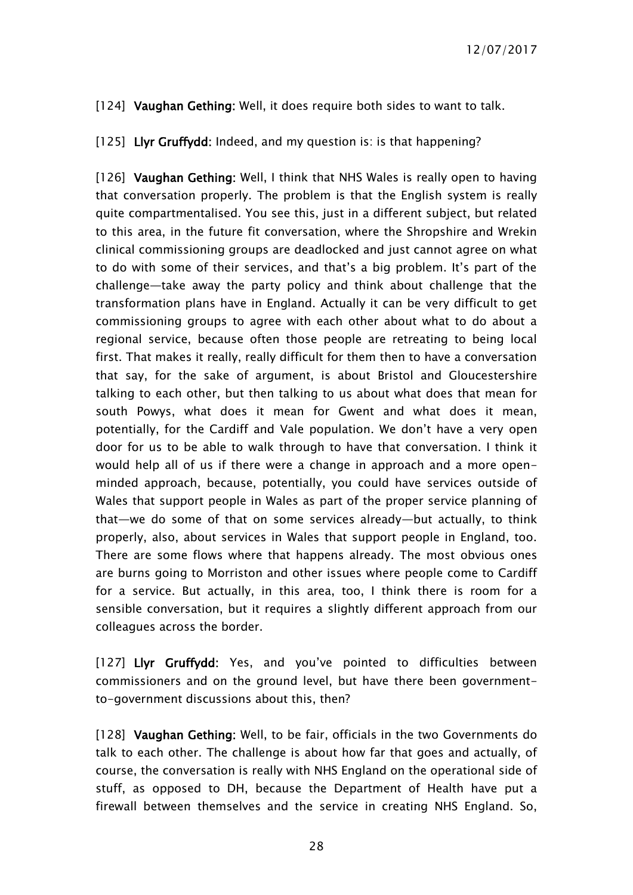[124] **Vaughan Gething:** Well, it does require both sides to want to talk.

[125] **Llyr Gruffydd:** Indeed, and my question is: is that happening?

[126] **Vaughan Gething:** Well, I think that NHS Wales is really open to having that conversation properly. The problem is that the English system is really quite compartmentalised. You see this, just in a different subject, but related to this area, in the future fit conversation, where the Shropshire and Wrekin clinical commissioning groups are deadlocked and just cannot agree on what to do with some of their services, and that's a big problem. It's part of the challenge—take away the party policy and think about challenge that the transformation plans have in England. Actually it can be very difficult to get commissioning groups to agree with each other about what to do about a regional service, because often those people are retreating to being local first. That makes it really, really difficult for them then to have a conversation that say, for the sake of argument, is about Bristol and Gloucestershire talking to each other, but then talking to us about what does that mean for south Powys, what does it mean for Gwent and what does it mean, potentially, for the Cardiff and Vale population. We don't have a very open door for us to be able to walk through to have that conversation. I think it would help all of us if there were a change in approach and a more open-minded approach, because, potentially, you could have services outside of Wales that support people in Wales as part of the proper service planning of that—we do some of that on some services already—but actually, to think properly, also, about services in Wales that support people in England, too. There are some flows where that happens already. The most obvious ones are burns going to Morriston and other issues where people come to Cardiff for a service. But actually, in this area, too, I think there is room for a sensible conversation, but it requires a slightly different approach from our colleagues across the border.

[127] **Llyr Gruffydd:** Yes, and you've pointed to difficulties between commissioners and on the ground level, but have there been government-to-government discussions about this, then?

[128] **Vaughan Gething:** Well, to be fair, officials in the two Governments do talk to each other. The challenge is about how far that goes and actually, of course, the conversation is really with NHS England on the operational side of stuff, as opposed to DH, because the Department of Health have put a firewall between themselves and the service in creating NHS England. So,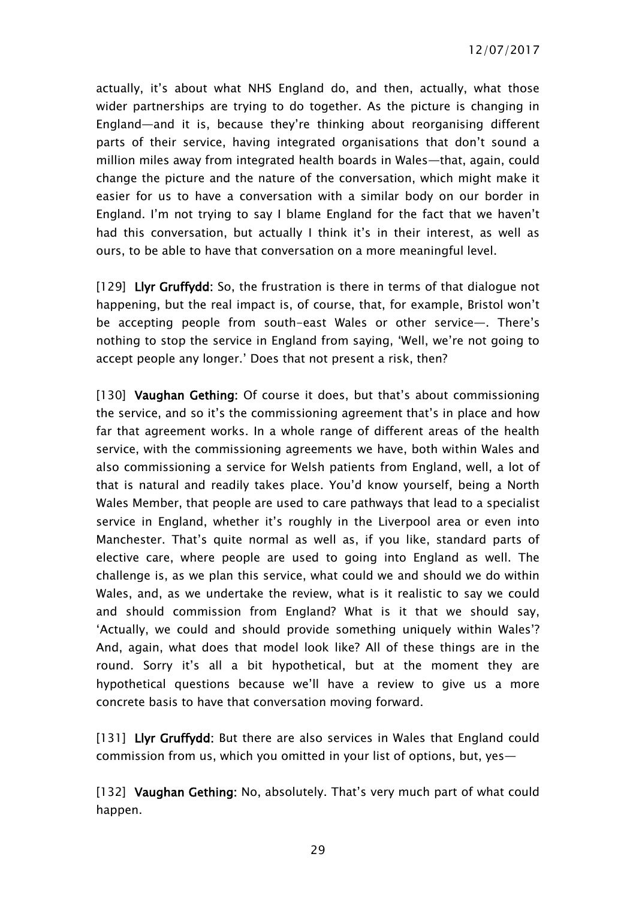actually, it's about what NHS England do, and then, actually, what those wider partnerships are trying to do together. As the picture is changing in England—and it is, because they're thinking about reorganising different parts of their service, having integrated organisations that don't sound a million miles away from integrated health boards in Wales—that, again, could change the picture and the nature of the conversation, which might make it easier for us to have a conversation with a similar body on our border in England. I'm not trying to say I blame England for the fact that we haven't had this conversation, but actually I think it's in their interest, as well as ours, to be able to have that conversation on a more meaningful level.

[129] **Llyr Gruffydd:** So, the frustration is there in terms of that dialogue not happening, but the real impact is, of course, that, for example, Bristol won't be accepting people from south-east Wales or other service—. There's nothing to stop the service in England from saying, 'Well, we're not going to accept people any longer.' Does that not present a risk, then?

[130] **Vaughan Gething:** Of course it does, but that's about commissioning the service, and so it's the commissioning agreement that's in place and how far that agreement works. In a whole range of different areas of the health service, with the commissioning agreements we have, both within Wales and also commissioning a service for Welsh patients from England, well, a lot of that is natural and readily takes place. You'd know yourself, being a North Wales Member, that people are used to care pathways that lead to a specialist service in England, whether it's roughly in the Liverpool area or even into Manchester. That's quite normal as well as, if you like, standard parts of elective care, where people are used to going into England as well. The challenge is, as we plan this service, what could we and should we do within Wales, and, as we undertake the review, what is it realistic to say we could and should commission from England? What is it that we should say, 'Actually, we could and should provide something uniquely within Wales'? And, again, what does that model look like? All of these things are in the round. Sorry it's all a bit hypothetical, but at the moment they are hypothetical questions because we'll have a review to give us a more concrete basis to have that conversation moving forward.

[131] **Llyr Gruffydd:** But there are also services in Wales that England could commission from us, which you omitted in your list of options, but, yes—

[132] **Vaughan Gething:** No, absolutely. That's very much part of what could happen.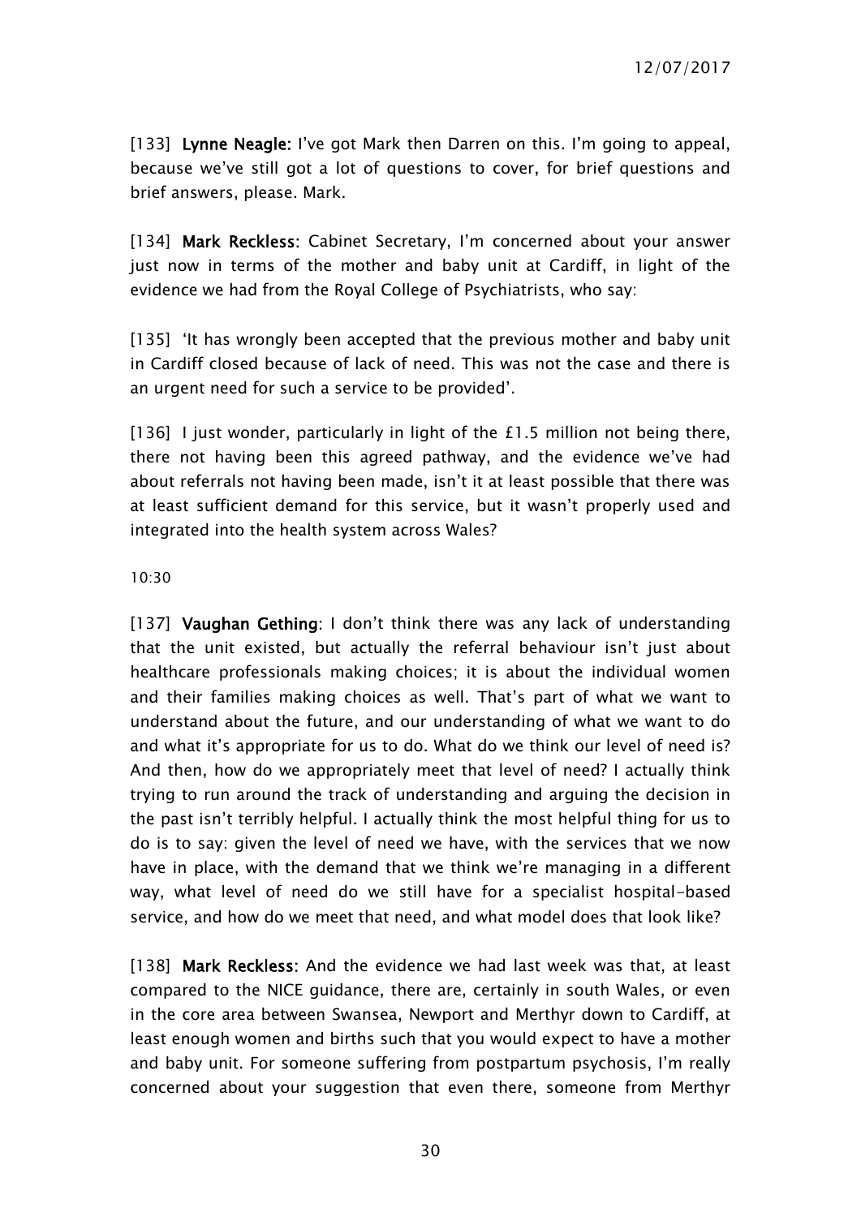[133] **Lynne Neagle:** I've got Mark then Darren on this. I'm going to appeal, because we've still got a lot of questions to cover, for brief questions and brief answers, please. Mark.

[134] **Mark Reckless:** Cabinet Secretary, I'm concerned about your answer just now in terms of the mother and baby unit at Cardiff, in light of the evidence we had from the Royal College of Psychiatrists, who say:

[135] 'It has wrongly been accepted that the previous mother and baby unit in Cardiff closed because of lack of need. This was not the case and there is an urgent need for such a service to be provided'.

[136] I just wonder, particularly in light of the £1.5 million not being there, there not having been this agreed pathway, and the evidence we've had about referrals not having been made, isn't it at least possible that there was at least sufficient demand for this service, but it wasn't properly used and integrated into the health system across Wales?

10:30

[137] **Vaughan Gething:** I don't think there was any lack of understanding that the unit existed, but actually the referral behaviour isn't just about healthcare professionals making choices; it is about the individual women and their families making choices as well. That's part of what we want to understand about the future, and our understanding of what we want to do and what it's appropriate for us to do. What do we think our level of need is? And then, how do we appropriately meet that level of need? I actually think trying to run around the track of understanding and arguing the decision in the past isn't terribly helpful. I actually think the most helpful thing for us to do is to say: given the level of need we have, with the services that we now have in place, with the demand that we think we're managing in a different way, what level of need do we still have for a specialist hospital-based service, and how do we meet that need, and what model does that look like?

[138] **Mark Reckless:** And the evidence we had last week was that, at least compared to the NICE guidance, there are, certainly in south Wales, or even in the core area between Swansea, Newport and Merthyr down to Cardiff, at least enough women and births such that you would expect to have a mother and baby unit. For someone suffering from postpartum psychosis, I'm really concerned about your suggestion that even there, someone from Merthyr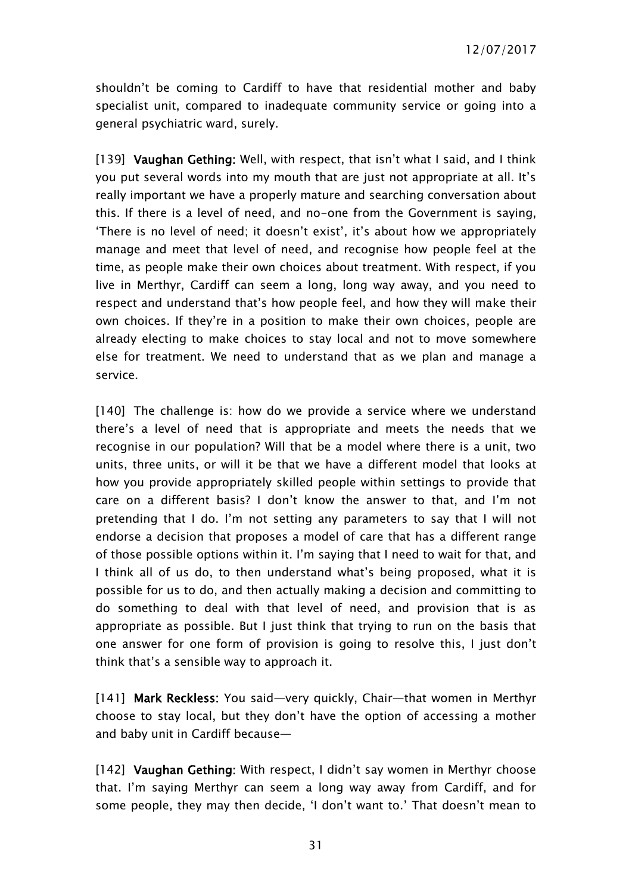shouldn't be coming to Cardiff to have that residential mother and baby specialist unit, compared to inadequate community service or going into a general psychiatric ward, surely.

[139] **Vaughan Gething:** Well, with respect, that isn't what I said, and I think you put several words into my mouth that are just not appropriate at all. It's really important we have a properly mature and searching conversation about this. If there is a level of need, and no-one from the Government is saying, 'There is no level of need; it doesn't exist', it's about how we appropriately manage and meet that level of need, and recognise how people feel at the time, as people make their own choices about treatment. With respect, if you live in Merthyr, Cardiff can seem a long, long way away, and you need to respect and understand that's how people feel, and how they will make their own choices. If they're in a position to make their own choices, people are already electing to make choices to stay local and not to move somewhere else for treatment. We need to understand that as we plan and manage a service.

[140] The challenge is: how do we provide a service where we understand there's a level of need that is appropriate and meets the needs that we recognise in our population? Will that be a model where there is a unit, two units, three units, or will it be that we have a different model that looks at how you provide appropriately skilled people within settings to provide that care on a different basis? I don't know the answer to that, and I'm not pretending that I do. I'm not setting any parameters to say that I will not endorse a decision that proposes a model of care that has a different range of those possible options within it. I'm saying that I need to wait for that, and I think all of us do, to then understand what's being proposed, what it is possible for us to do, and then actually making a decision and committing to do something to deal with that level of need, and provision that is as appropriate as possible. But I just think that trying to run on the basis that one answer for one form of provision is going to resolve this, I just don't think that's a sensible way to approach it.

[141] **Mark Reckless:** You said—very quickly, Chair—that women in Merthyr choose to stay local, but they don't have the option of accessing a mother and baby unit in Cardiff because—

[142] **Vaughan Gething:** With respect, I didn't say women in Merthyr choose that. I'm saying Merthyr can seem a long way away from Cardiff, and for some people, they may then decide, 'I don't want to.' That doesn't mean to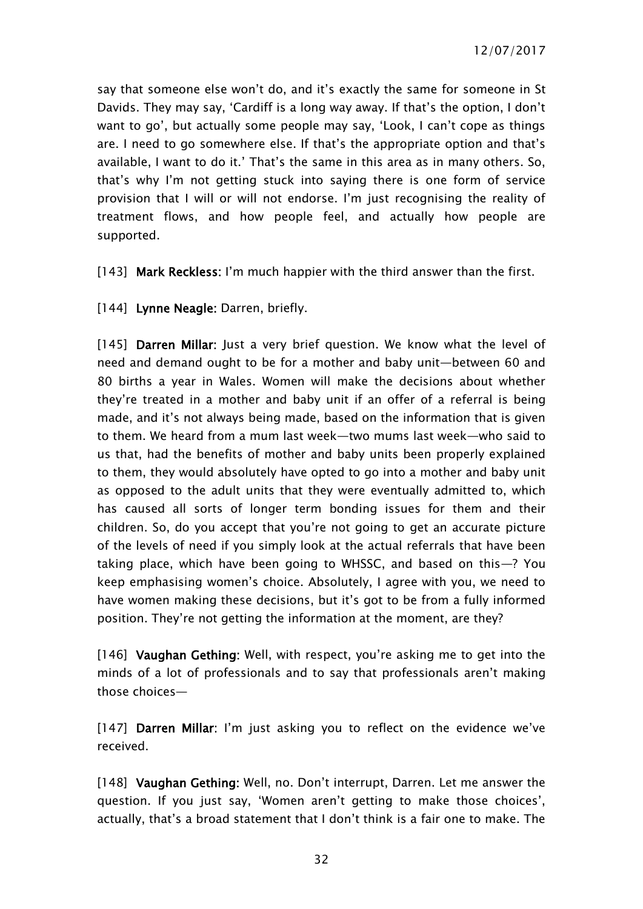say that someone else won't do, and it's exactly the same for someone in St Davids. They may say, 'Cardiff is a long way away. If that's the option, I don't want to go', but actually some people may say, 'Look, I can't cope as things are. I need to go somewhere else. If that's the appropriate option and that's available, I want to do it.' That's the same in this area as in many others. So, that's why I'm not getting stuck into saying there is one form of service provision that I will or will not endorse. I'm just recognising the reality of treatment flows, and how people feel, and actually how people are supported.

[143] **Mark Reckless:** I'm much happier with the third answer than the first.

[144] **Lynne Neagle:** Darren, briefly.

[145] **Darren Millar:** Just a very brief question. We know what the level of need and demand ought to be for a mother and baby unit—between 60 and 80 births a year in Wales. Women will make the decisions about whether they're treated in a mother and baby unit if an offer of a referral is being made, and it's not always being made, based on the information that is given to them. We heard from a mum last week—two mums last week—who said to us that, had the benefits of mother and baby units been properly explained to them, they would absolutely have opted to go into a mother and baby unit as opposed to the adult units that they were eventually admitted to, which has caused all sorts of longer term bonding issues for them and their children. So, do you accept that you're not going to get an accurate picture of the levels of need if you simply look at the actual referrals that have been taking place, which have been going to WHSSC, and based on this—? You keep emphasising women's choice. Absolutely, I agree with you, we need to have women making these decisions, but it's got to be from a fully informed position. They're not getting the information at the moment, are they?

[146] **Vaughan Gething:** Well, with respect, you're asking me to get into the minds of a lot of professionals and to say that professionals aren't making those choices—

[147] **Darren Millar:** I'm just asking you to reflect on the evidence we've received.

[148] **Vaughan Gething:** Well, no. Don't interrupt, Darren. Let me answer the question. If you just say, 'Women aren't getting to make those choices', actually, that's a broad statement that I don't think is a fair one to make. The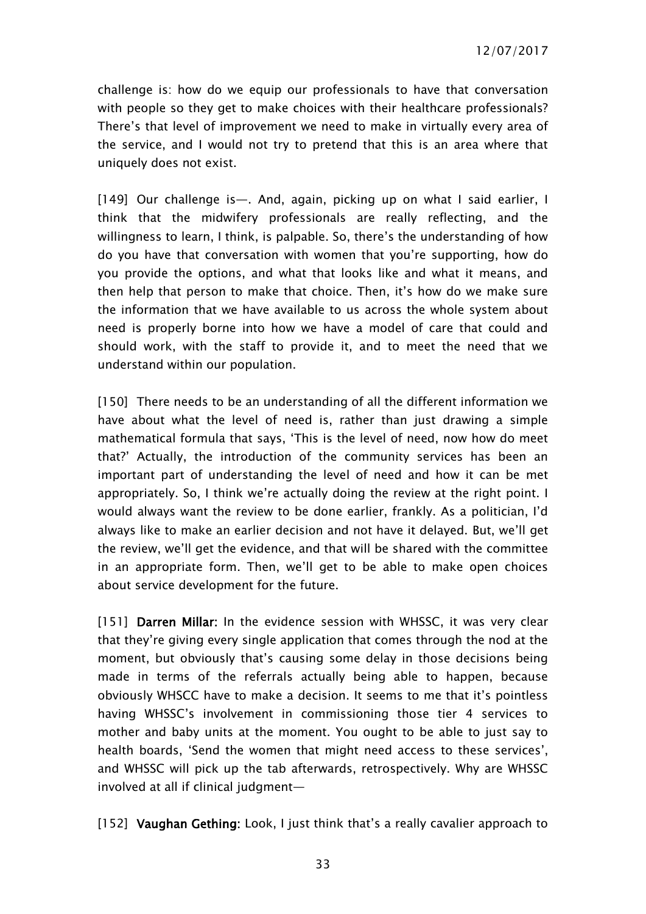challenge is: how do we equip our professionals to have that conversation with people so they get to make choices with their healthcare professionals? There's that level of improvement we need to make in virtually every area of the service, and I would not try to pretend that this is an area where that uniquely does not exist.

[149] Our challenge is—. And, again, picking up on what I said earlier, I think that the midwifery professionals are really reflecting, and the willingness to learn, I think, is palpable. So, there's the understanding of how do you have that conversation with women that you're supporting, how do you provide the options, and what that looks like and what it means, and then help that person to make that choice. Then, it's how do we make sure the information that we have available to us across the whole system about need is properly borne into how we have a model of care that could and should work, with the staff to provide it, and to meet the need that we understand within our population.

[150] There needs to be an understanding of all the different information we have about what the level of need is, rather than just drawing a simple mathematical formula that says, 'This is the level of need, now how do meet that?' Actually, the introduction of the community services has been an important part of understanding the level of need and how it can be met appropriately. So, I think we're actually doing the review at the right point. I would always want the review to be done earlier, frankly. As a politician, I'd always like to make an earlier decision and not have it delayed. But, we'll get the review, we'll get the evidence, and that will be shared with the committee in an appropriate form. Then, we'll get to be able to make open choices about service development for the future.

[151] **Darren Millar:** In the evidence session with WHSSC, it was very clear that they're giving every single application that comes through the nod at the moment, but obviously that's causing some delay in those decisions being made in terms of the referrals actually being able to happen, because obviously WHSCC have to make a decision. It seems to me that it's pointless having WHSSC's involvement in commissioning those tier 4 services to mother and baby units at the moment. You ought to be able to just say to health boards, 'Send the women that might need access to these services', and WHSSC will pick up the tab afterwards, retrospectively. Why are WHSSC involved at all if clinical judgment—

[152] **Vaughan Gething:** Look, I just think that's a really cavalier approach to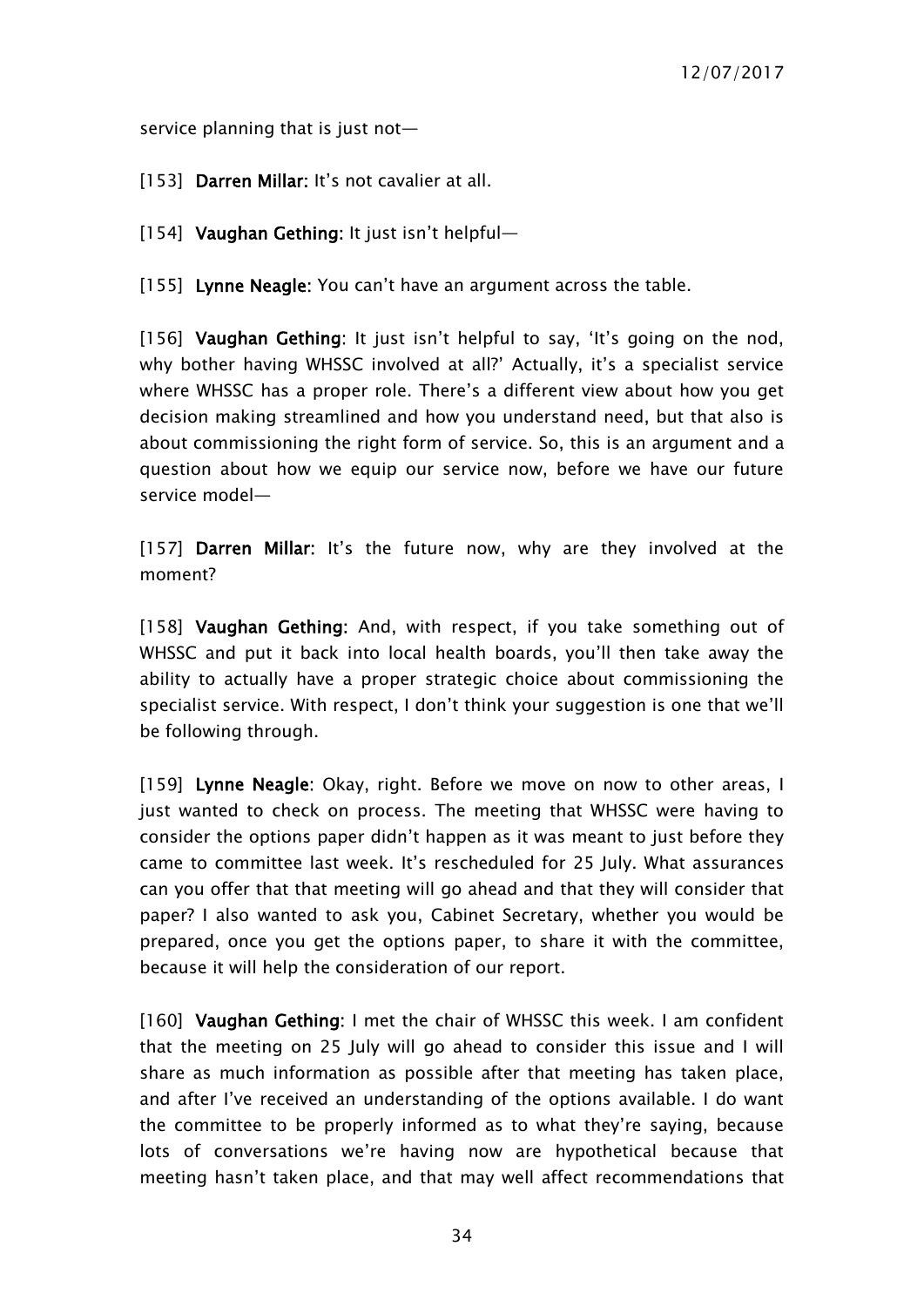service planning that is just not—

[153] **Darren Millar:** It's not cavalier at all.

[154] **Vaughan Gething:** It just isn't helpful—

[155] **Lynne Neagle:** You can't have an argument across the table.

[156] **Vaughan Gething**: It just isn't helpful to say, 'It's going on the nod, why bother having WHSSC involved at all?' Actually, it's a specialist service where WHSSC has a proper role. There's a different view about how you get decision making streamlined and how you understand need, but that also is about commissioning the right form of service. So, this is an argument and a question about how we equip our service now, before we have our future service model—

[157] **Darren Millar**: It's the future now, why are they involved at the moment?

[158] **Vaughan Gething**: And, with respect, if you take something out of WHSSC and put it back into local health boards, you'll then take away the ability to actually have a proper strategic choice about commissioning the specialist service. With respect, I don't think your suggestion is one that we'll be following through.

[159] **Lynne Neagle**: Okay, right. Before we move on now to other areas, I just wanted to check on process. The meeting that WHSSC were having to consider the options paper didn't happen as it was meant to just before they came to committee last week. It's rescheduled for 25 July. What assurances can you offer that that meeting will go ahead and that they will consider that paper? I also wanted to ask you, Cabinet Secretary, whether you would be prepared, once you get the options paper, to share it with the committee, because it will help the consideration of our report.

[160] **Vaughan Gething**: I met the chair of WHSSC this week. I am confident that the meeting on 25 July will go ahead to consider this issue and I will share as much information as possible after that meeting has taken place, and after I've received an understanding of the options available. I do want the committee to be properly informed as to what they're saying, because lots of conversations we're having now are hypothetical because that meeting hasn't taken place, and that may well affect recommendations that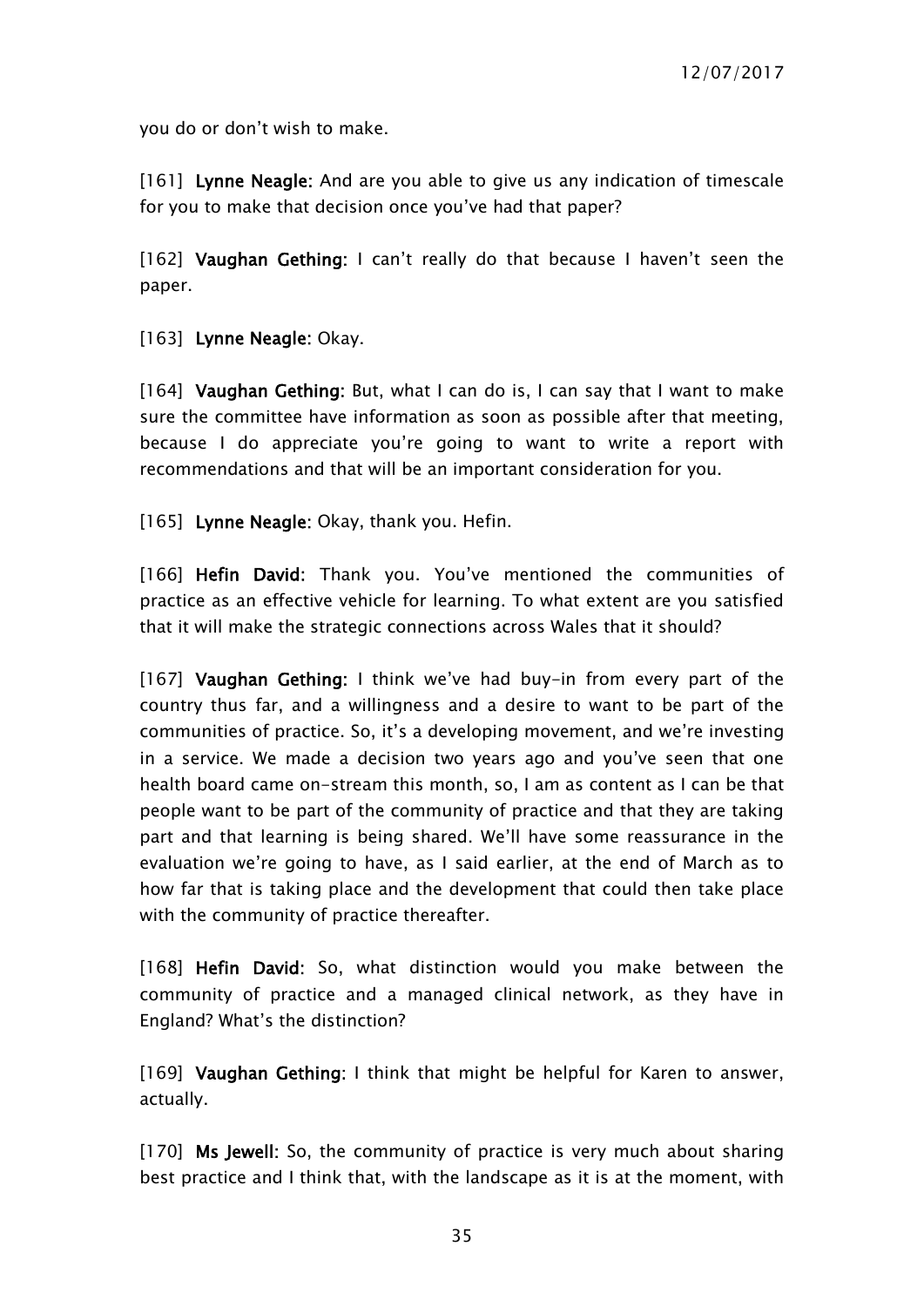you do or don't wish to make.

[161] **Lynne Neagle:** And are you able to give us any indication of timescale for you to make that decision once you've had that paper?

[162] **Vaughan Gething:** I can't really do that because I haven't seen the paper.

[163] **Lynne Neagle:** Okay.

[164] **Vaughan Gething:** But, what I can do is, I can say that I want to make sure the committee have information as soon as possible after that meeting, because I do appreciate you're going to want to write a report with recommendations and that will be an important consideration for you.

[165] **Lynne Neagle:** Okay, thank you. Hefin.

[166] **Hefin David:** Thank you. You've mentioned the communities of practice as an effective vehicle for learning. To what extent are you satisfied that it will make the strategic connections across Wales that it should?

[167] **Vaughan Gething:** I think we've had buy-in from every part of the country thus far, and a willingness and a desire to want to be part of the communities of practice. So, it's a developing movement, and we're investing in a service. We made a decision two years ago and you've seen that one health board came on-stream this month, so, I am as content as I can be that people want to be part of the community of practice and that they are taking part and that learning is being shared. We'll have some reassurance in the evaluation we're going to have, as I said earlier, at the end of March as to how far that is taking place and the development that could then take place with the community of practice thereafter.

[168] **Hefin David:** So, what distinction would you make between the community of practice and a managed clinical network, as they have in England? What's the distinction?

[169] **Vaughan Gething:** I think that might be helpful for Karen to answer, actually.

[170] **Ms Jewell:** So, the community of practice is very much about sharing best practice and I think that, with the landscape as it is at the moment, with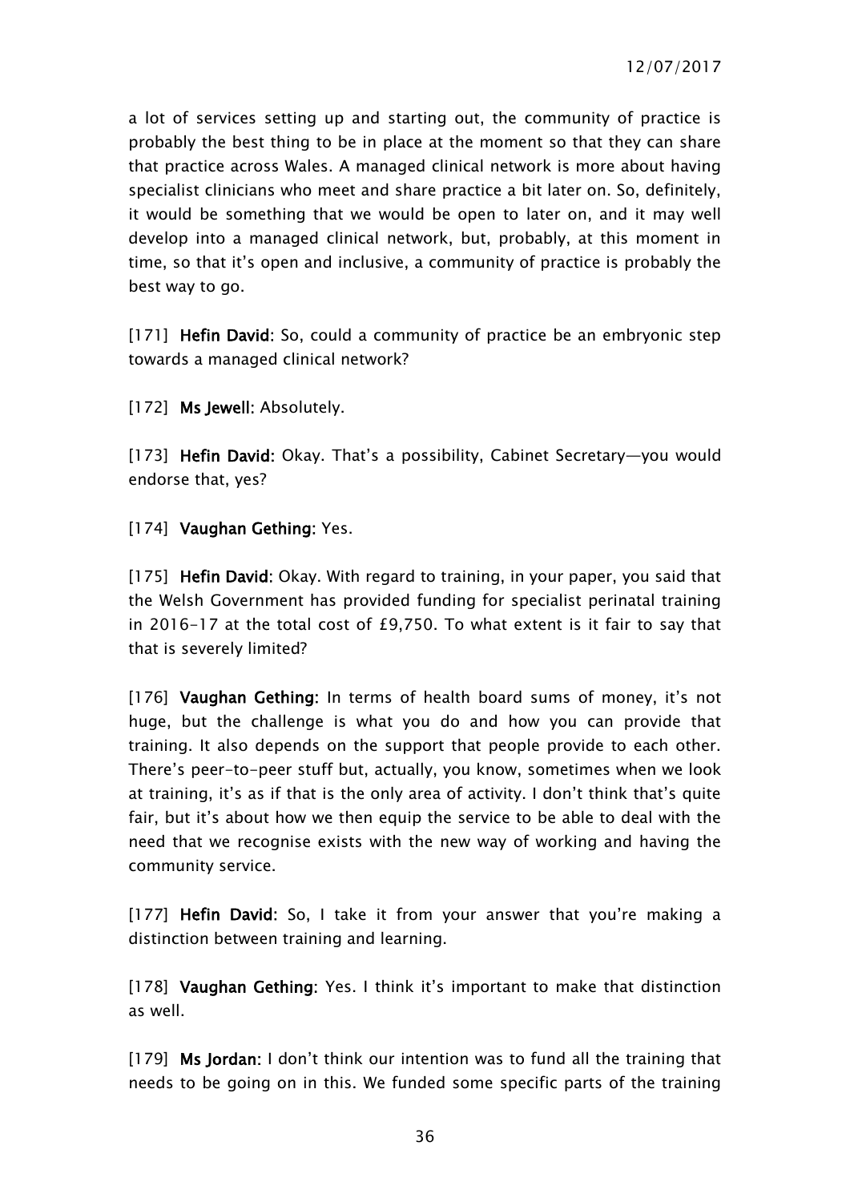a lot of services setting up and starting out, the community of practice is probably the best thing to be in place at the moment so that they can share that practice across Wales. A managed clinical network is more about having specialist clinicians who meet and share practice a bit later on. So, definitely, it would be something that we would be open to later on, and it may well develop into a managed clinical network, but, probably, at this moment in time, so that it's open and inclusive, a community of practice is probably the best way to go.

[171] **Hefin David**: So, could a community of practice be an embryonic step towards a managed clinical network?

[172] **Ms Jewell**: Absolutely.

[173] **Hefin David**: Okay. That's a possibility, Cabinet Secretary—you would endorse that, yes?

[174] **Vaughan Gething**: Yes.

[175] **Hefin David**: Okay. With regard to training, in your paper, you said that the Welsh Government has provided funding for specialist perinatal training in 2016-17 at the total cost of £9,750. To what extent is it fair to say that that is severely limited?

[176] **Vaughan Gething**: In terms of health board sums of money, it's not huge, but the challenge is what you do and how you can provide that training. It also depends on the support that people provide to each other. There's peer-to-peer stuff but, actually, you know, sometimes when we look at training, it's as if that is the only area of activity. I don't think that's quite fair, but it's about how we then equip the service to be able to deal with the need that we recognise exists with the new way of working and having the community service.

[177] **Hefin David**: So, I take it from your answer that you're making a distinction between training and learning.

[178] **Vaughan Gething**: Yes. I think it's important to make that distinction as well.

[179] **Ms Jordan**: I don't think our intention was to fund all the training that needs to be going on in this. We funded some specific parts of the training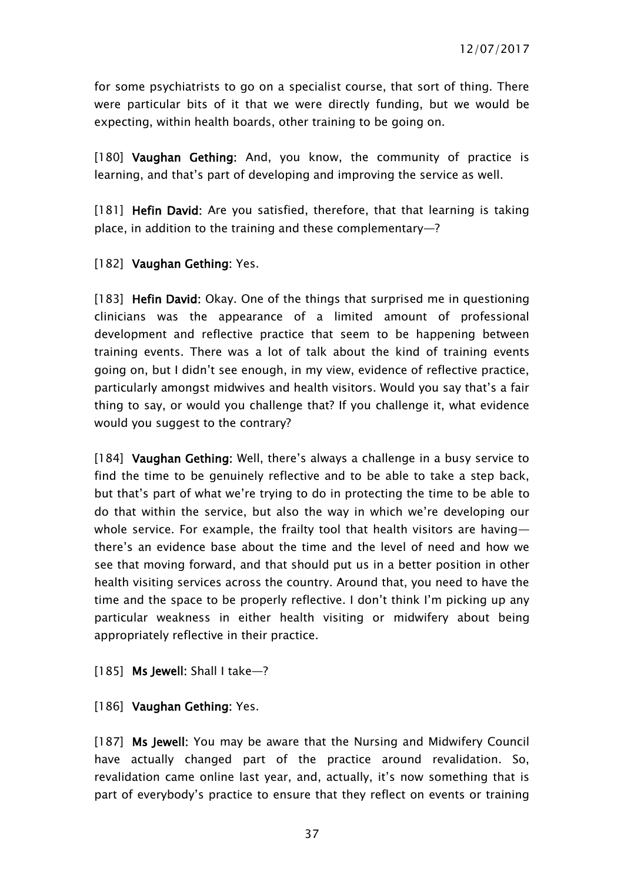for some psychiatrists to go on a specialist course, that sort of thing. There were particular bits of it that we were directly funding, but we would be expecting, within health boards, other training to be going on.

[180] **Vaughan Gething:** And, you know, the community of practice is learning, and that's part of developing and improving the service as well.

[181] **Hefin David:** Are you satisfied, therefore, that that learning is taking place, in addition to the training and these complementary—?

[182] **Vaughan Gething:** Yes.

[183] **Hefin David:** Okay. One of the things that surprised me in questioning clinicians was the appearance of a limited amount of professional development and reflective practice that seem to be happening between training events. There was a lot of talk about the kind of training events going on, but I didn't see enough, in my view, evidence of reflective practice, particularly amongst midwives and health visitors. Would you say that's a fair thing to say, or would you challenge that? If you challenge it, what evidence would you suggest to the contrary?

[184] **Vaughan Gething:** Well, there's always a challenge in a busy service to find the time to be genuinely reflective and to be able to take a step back, but that's part of what we're trying to do in protecting the time to be able to do that within the service, but also the way in which we're developing our whole service. For example, the frailty tool that health visitors are having—there's an evidence base about the time and the level of need and how we see that moving forward, and that should put us in a better position in other health visiting services across the country. Around that, you need to have the time and the space to be properly reflective. I don't think I'm picking up any particular weakness in either health visiting or midwifery about being appropriately reflective in their practice.

[185] **Ms Jewell:** Shall I take—?

[186] **Vaughan Gething:** Yes.

[187] **Ms Jewell:** You may be aware that the Nursing and Midwifery Council have actually changed part of the practice around revalidation. So, revalidation came online last year, and, actually, it's now something that is part of everybody's practice to ensure that they reflect on events or training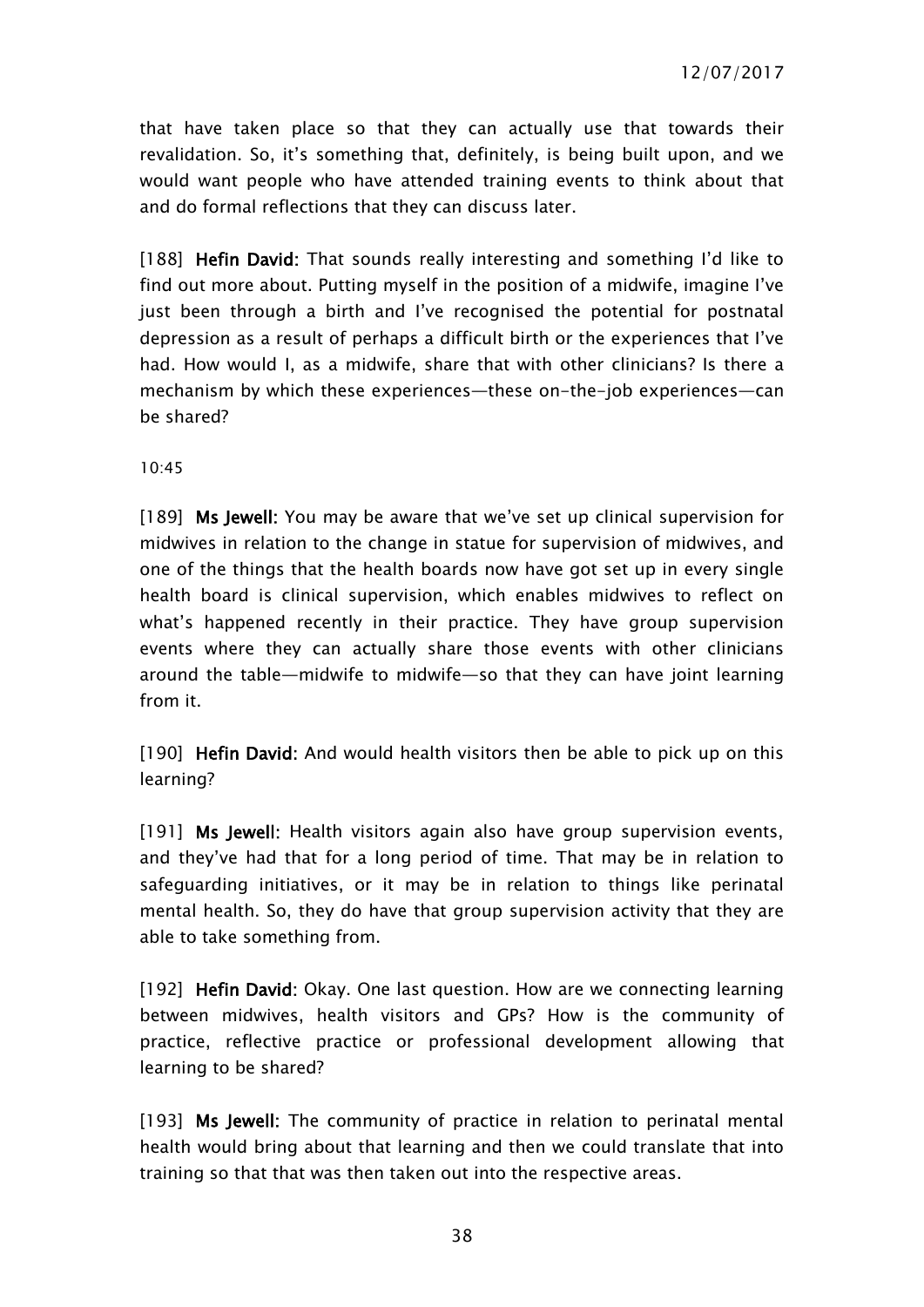that have taken place so that they can actually use that towards their revalidation. So, it's something that, definitely, is being built upon, and we would want people who have attended training events to think about that and do formal reflections that they can discuss later.

[188] **Hefin David:** That sounds really interesting and something I'd like to find out more about. Putting myself in the position of a midwife, imagine I've just been through a birth and I've recognised the potential for postnatal depression as a result of perhaps a difficult birth or the experiences that I've had. How would I, as a midwife, share that with other clinicians? Is there a mechanism by which these experiences—these on-the-job experiences—can be shared?

10:45

[189] **Ms Jewell:** You may be aware that we've set up clinical supervision for midwives in relation to the change in statue for supervision of midwives, and one of the things that the health boards now have got set up in every single health board is clinical supervision, which enables midwives to reflect on what's happened recently in their practice. They have group supervision events where they can actually share those events with other clinicians around the table—midwife to midwife—so that they can have joint learning from it.

[190] **Hefin David:** And would health visitors then be able to pick up on this learning?

[191] **Ms Jewell:** Health visitors again also have group supervision events, and they've had that for a long period of time. That may be in relation to safeguarding initiatives, or it may be in relation to things like perinatal mental health. So, they do have that group supervision activity that they are able to take something from.

[192] **Hefin David:** Okay. One last question. How are we connecting learning between midwives, health visitors and GPs? How is the community of practice, reflective practice or professional development allowing that learning to be shared?

[193] **Ms Jewell:** The community of practice in relation to perinatal mental health would bring about that learning and then we could translate that into training so that that was then taken out into the respective areas.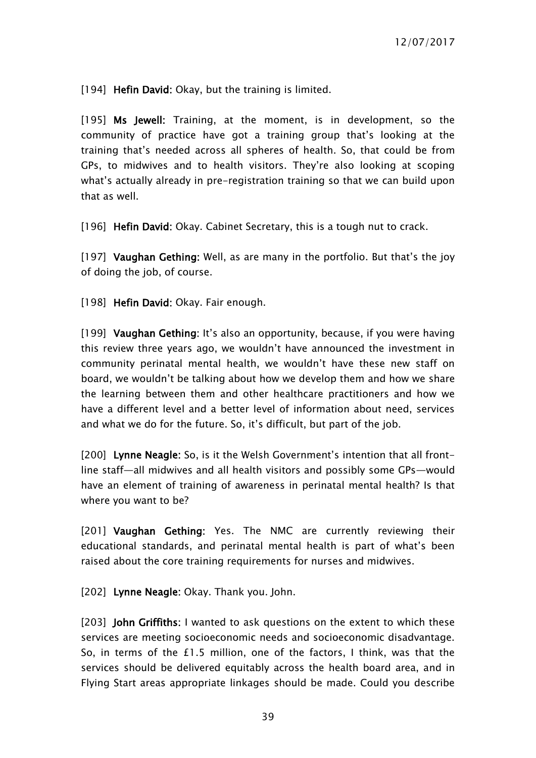[194] **Hefin David**: Okay, but the training is limited.

[195] **Ms Jewell**: Training, at the moment, is in development, so the community of practice have got a training group that's looking at the training that's needed across all spheres of health. So, that could be from GPs, to midwives and to health visitors. They're also looking at scoping what's actually already in pre-registration training so that we can build upon that as well.

[196] **Hefin David**: Okay. Cabinet Secretary, this is a tough nut to crack.

[197] **Vaughan Gething**: Well, as are many in the portfolio. But that's the joy of doing the job, of course.

[198] **Hefin David**: Okay. Fair enough.

[199] **Vaughan Gething**: It's also an opportunity, because, if you were having this review three years ago, we wouldn't have announced the investment in community perinatal mental health, we wouldn't have these new staff on board, we wouldn't be talking about how we develop them and how we share the learning between them and other healthcare practitioners and how we have a different level and a better level of information about need, services and what we do for the future. So, it's difficult, but part of the job.

[200] **Lynne Neagle**: So, is it the Welsh Government's intention that all front-line staff—all midwives and all health visitors and possibly some GPs—would have an element of training of awareness in perinatal mental health? Is that where you want to be?

[201] **Vaughan Gething**: Yes. The NMC are currently reviewing their educational standards, and perinatal mental health is part of what's been raised about the core training requirements for nurses and midwives.

[202] **Lynne Neagle**: Okay. Thank you. John.

[203] **John Griffiths**: I wanted to ask questions on the extent to which these services are meeting socioeconomic needs and socioeconomic disadvantage. So, in terms of the £1.5 million, one of the factors, I think, was that the services should be delivered equitably across the health board area, and in Flying Start areas appropriate linkages should be made. Could you describe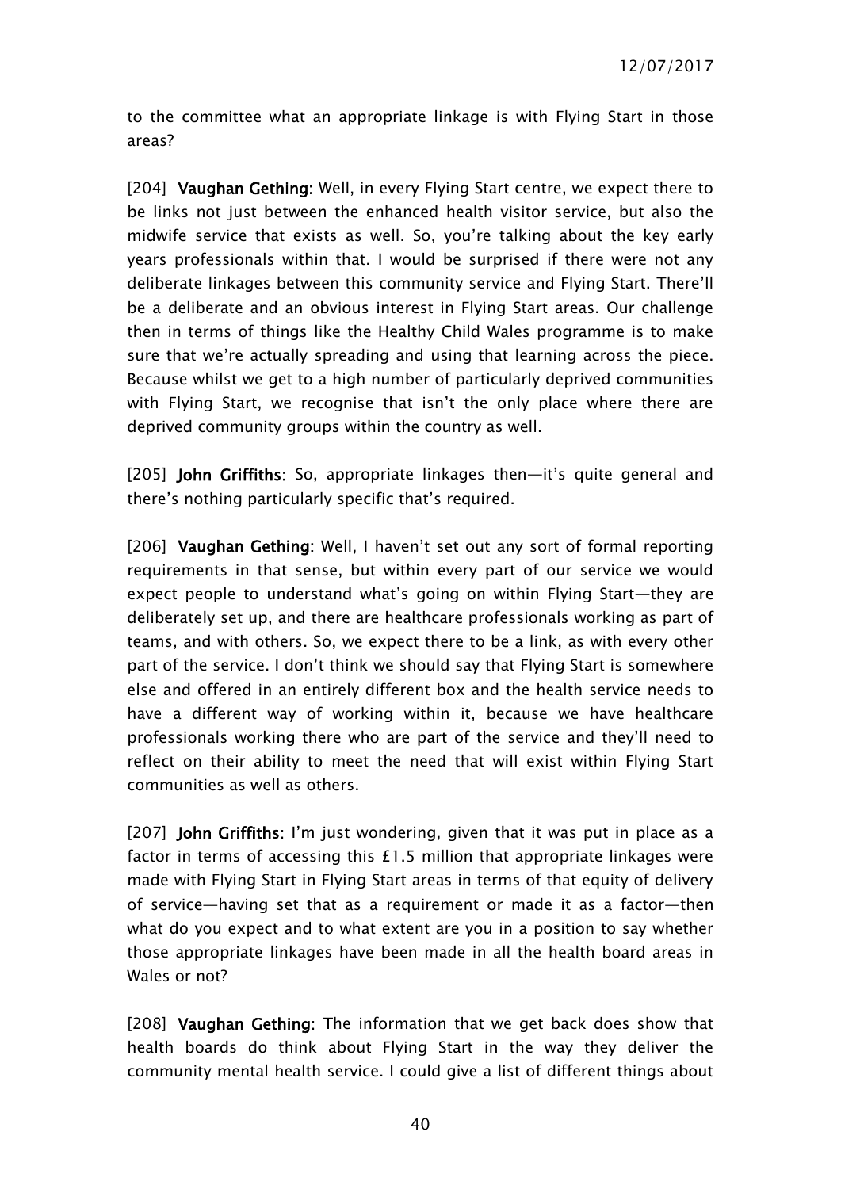to the committee what an appropriate linkage is with Flying Start in those areas?

[204] **Vaughan Gething:** Well, in every Flying Start centre, we expect there to be links not just between the enhanced health visitor service, but also the midwife service that exists as well. So, you're talking about the key early years professionals within that. I would be surprised if there were not any deliberate linkages between this community service and Flying Start. There'll be a deliberate and an obvious interest in Flying Start areas. Our challenge then in terms of things like the Healthy Child Wales programme is to make sure that we're actually spreading and using that learning across the piece. Because whilst we get to a high number of particularly deprived communities with Flying Start, we recognise that isn't the only place where there are deprived community groups within the country as well.

[205] **John Griffiths:** So, appropriate linkages then—it's quite general and there's nothing particularly specific that's required.

[206] **Vaughan Gething:** Well, I haven't set out any sort of formal reporting requirements in that sense, but within every part of our service we would expect people to understand what's going on within Flying Start—they are deliberately set up, and there are healthcare professionals working as part of teams, and with others. So, we expect there to be a link, as with every other part of the service. I don't think we should say that Flying Start is somewhere else and offered in an entirely different box and the health service needs to have a different way of working within it, because we have healthcare professionals working there who are part of the service and they'll need to reflect on their ability to meet the need that will exist within Flying Start communities as well as others.

[207] **John Griffiths:** I'm just wondering, given that it was put in place as a factor in terms of accessing this £1.5 million that appropriate linkages were made with Flying Start in Flying Start areas in terms of that equity of delivery of service—having set that as a requirement or made it as a factor—then what do you expect and to what extent are you in a position to say whether those appropriate linkages have been made in all the health board areas in Wales or not?

[208] **Vaughan Gething:** The information that we get back does show that health boards do think about Flying Start in the way they deliver the community mental health service. I could give a list of different things about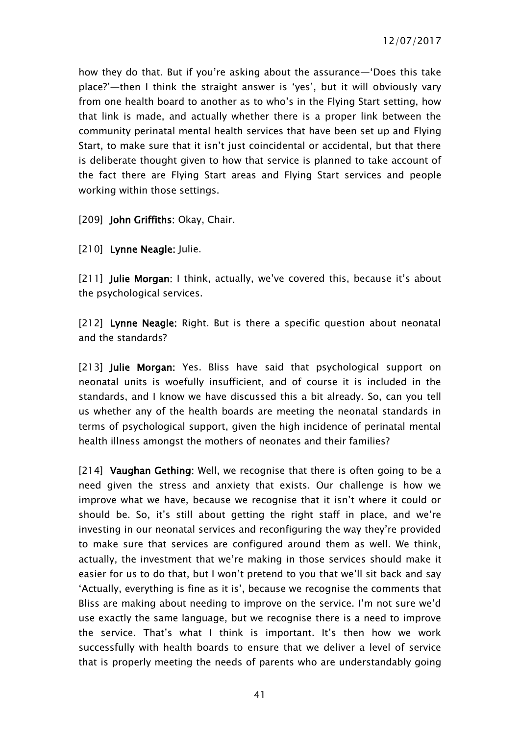how they do that. But if you're asking about the assurance—'Does this take place?'—then I think the straight answer is 'yes', but it will obviously vary from one health board to another as to who's in the Flying Start setting, how that link is made, and actually whether there is a proper link between the community perinatal mental health services that have been set up and Flying Start, to make sure that it isn't just coincidental or accidental, but that there is deliberate thought given to how that service is planned to take account of the fact there are Flying Start areas and Flying Start services and people working within those settings.

[209] **John Griffiths:** Okay, Chair.

[210] **Lynne Neagle:** Julie.

[211] **Julie Morgan:** I think, actually, we've covered this, because it's about the psychological services.

[212] **Lynne Neagle:** Right. But is there a specific question about neonatal and the standards?

[213] **Julie Morgan:** Yes. Bliss have said that psychological support on neonatal units is woefully insufficient, and of course it is included in the standards, and I know we have discussed this a bit already. So, can you tell us whether any of the health boards are meeting the neonatal standards in terms of psychological support, given the high incidence of perinatal mental health illness amongst the mothers of neonates and their families?

[214] **Vaughan Gething:** Well, we recognise that there is often going to be a need given the stress and anxiety that exists. Our challenge is how we improve what we have, because we recognise that it isn't where it could or should be. So, it's still about getting the right staff in place, and we're investing in our neonatal services and reconfiguring the way they're provided to make sure that services are configured around them as well. We think, actually, the investment that we're making in those services should make it easier for us to do that, but I won't pretend to you that we'll sit back and say 'Actually, everything is fine as it is', because we recognise the comments that Bliss are making about needing to improve on the service. I'm not sure we'd use exactly the same language, but we recognise there is a need to improve the service. That's what I think is important. It's then how we work successfully with health boards to ensure that we deliver a level of service that is properly meeting the needs of parents who are understandably going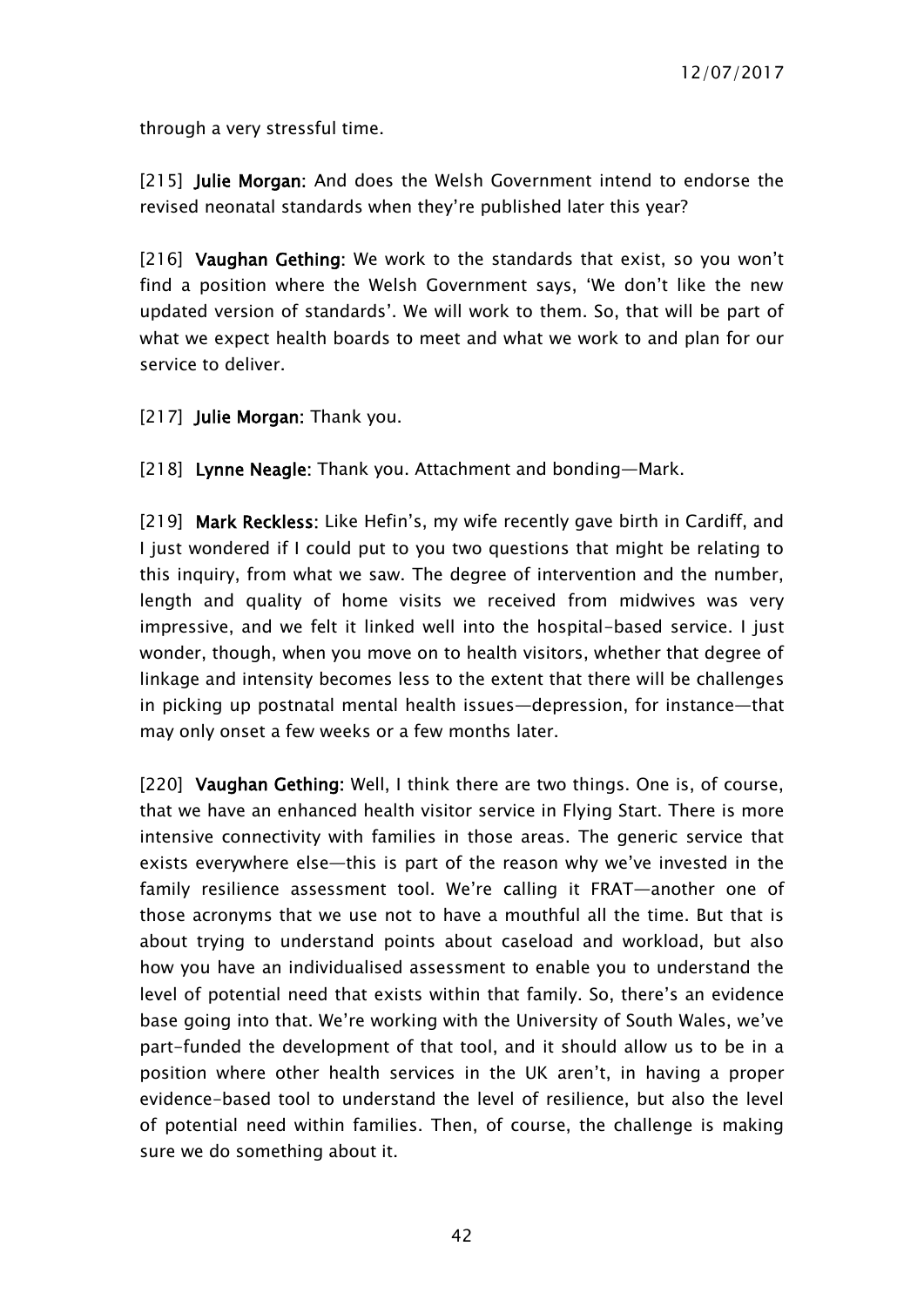through a very stressful time.

[215] **Julie Morgan:** And does the Welsh Government intend to endorse the revised neonatal standards when they're published later this year?

[216] **Vaughan Gething:** We work to the standards that exist, so you won't find a position where the Welsh Government says, 'We don't like the new updated version of standards'. We will work to them. So, that will be part of what we expect health boards to meet and what we work to and plan for our service to deliver.

[217] **Julie Morgan:** Thank you.

[218] **Lynne Neagle:** Thank you. Attachment and bonding—Mark.

[219] **Mark Reckless:** Like Hefin's, my wife recently gave birth in Cardiff, and I just wondered if I could put to you two questions that might be relating to this inquiry, from what we saw. The degree of intervention and the number, length and quality of home visits we received from midwives was very impressive, and we felt it linked well into the hospital-based service. I just wonder, though, when you move on to health visitors, whether that degree of linkage and intensity becomes less to the extent that there will be challenges in picking up postnatal mental health issues—depression, for instance—that may only onset a few weeks or a few months later.

[220] **Vaughan Gething:** Well, I think there are two things. One is, of course, that we have an enhanced health visitor service in Flying Start. There is more intensive connectivity with families in those areas. The generic service that exists everywhere else—this is part of the reason why we've invested in the family resilience assessment tool. We're calling it FRAT—another one of those acronyms that we use not to have a mouthful all the time. But that is about trying to understand points about caseload and workload, but also how you have an individualised assessment to enable you to understand the level of potential need that exists within that family. So, there's an evidence base going into that. We're working with the University of South Wales, we've part-funded the development of that tool, and it should allow us to be in a position where other health services in the UK aren't, in having a proper evidence-based tool to understand the level of resilience, but also the level of potential need within families. Then, of course, the challenge is making sure we do something about it.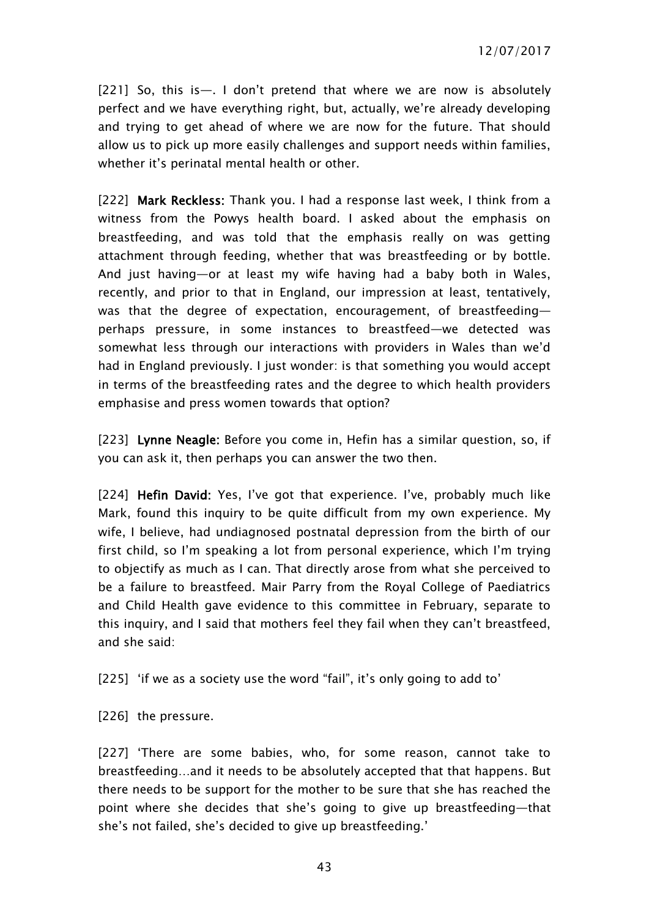[221] So, this is—. I don't pretend that where we are now is absolutely perfect and we have everything right, but, actually, we're already developing and trying to get ahead of where we are now for the future. That should allow us to pick up more easily challenges and support needs within families, whether it's perinatal mental health or other.

[222] **Mark Reckless:** Thank you. I had a response last week, I think from a witness from the Powys health board. I asked about the emphasis on breastfeeding, and was told that the emphasis really on was getting attachment through feeding, whether that was breastfeeding or by bottle. And just having—or at least my wife having had a baby both in Wales, recently, and prior to that in England, our impression at least, tentatively, was that the degree of expectation, encouragement, of breastfeeding—perhaps pressure, in some instances to breastfeed—we detected was somewhat less through our interactions with providers in Wales than we'd had in England previously. I just wonder: is that something you would accept in terms of the breastfeeding rates and the degree to which health providers emphasise and press women towards that option?

[223] **Lynne Neagle:** Before you come in, Hefin has a similar question, so, if you can ask it, then perhaps you can answer the two then.

[224] **Hefin David:** Yes, I've got that experience. I've, probably much like Mark, found this inquiry to be quite difficult from my own experience. My wife, I believe, had undiagnosed postnatal depression from the birth of our first child, so I'm speaking a lot from personal experience, which I'm trying to objectify as much as I can. That directly arose from what she perceived to be a failure to breastfeed. Mair Parry from the Royal College of Paediatrics and Child Health gave evidence to this committee in February, separate to this inquiry, and I said that mothers feel they fail when they can't breastfeed, and she said:

[225] 'if we as a society use the word "fail", it's only going to add to'

[226] the pressure.

[227] 'There are some babies, who, for some reason, cannot take to breastfeeding…and it needs to be absolutely accepted that that happens. But there needs to be support for the mother to be sure that she has reached the point where she decides that she's going to give up breastfeeding—that she's not failed, she's decided to give up breastfeeding.'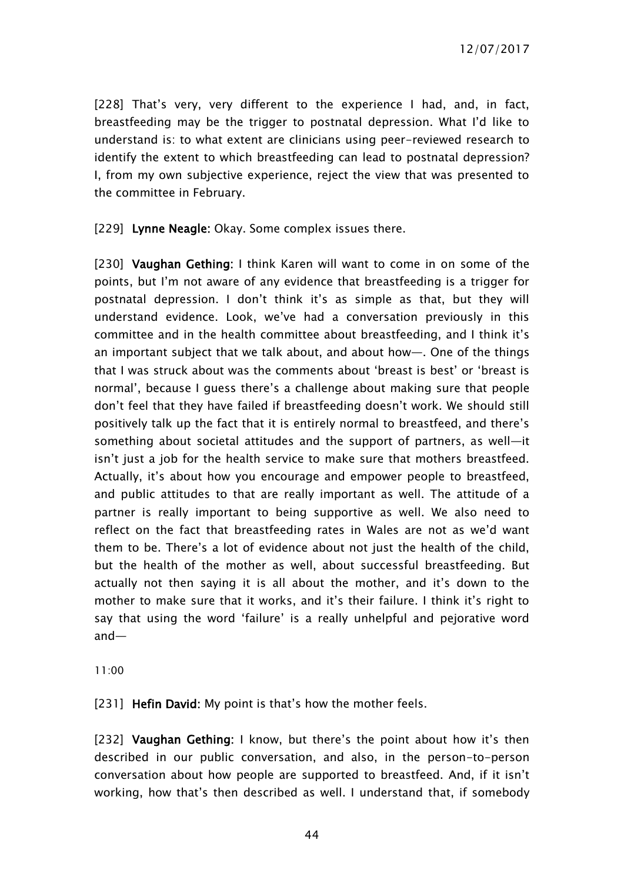[228] That's very, very different to the experience I had, and, in fact, breastfeeding may be the trigger to postnatal depression. What I'd like to understand is: to what extent are clinicians using peer-reviewed research to identify the extent to which breastfeeding can lead to postnatal depression? I, from my own subjective experience, reject the view that was presented to the committee in February.

[229] **Lynne Neagle:** Okay. Some complex issues there.

[230] **Vaughan Gething:** I think Karen will want to come in on some of the points, but I'm not aware of any evidence that breastfeeding is a trigger for postnatal depression. I don't think it's as simple as that, but they will understand evidence. Look, we've had a conversation previously in this committee and in the health committee about breastfeeding, and I think it's an important subject that we talk about, and about how—. One of the things that I was struck about was the comments about 'breast is best' or 'breast is normal', because I guess there's a challenge about making sure that people don't feel that they have failed if breastfeeding doesn't work. We should still positively talk up the fact that it is entirely normal to breastfeed, and there's something about societal attitudes and the support of partners, as well—it isn't just a job for the health service to make sure that mothers breastfeed. Actually, it's about how you encourage and empower people to breastfeed, and public attitudes to that are really important as well. The attitude of a partner is really important to being supportive as well. We also need to reflect on the fact that breastfeeding rates in Wales are not as we'd want them to be. There's a lot of evidence about not just the health of the child, but the health of the mother as well, about successful breastfeeding. But actually not then saying it is all about the mother, and it's down to the mother to make sure that it works, and it's their failure. I think it's right to say that using the word 'failure' is a really unhelpful and pejorative word and—

11:00

[231] **Hefin David:** My point is that's how the mother feels.

[232] **Vaughan Gething:** I know, but there's the point about how it's then described in our public conversation, and also, in the person-to-person conversation about how people are supported to breastfeed. And, if it isn't working, how that's then described as well. I understand that, if somebody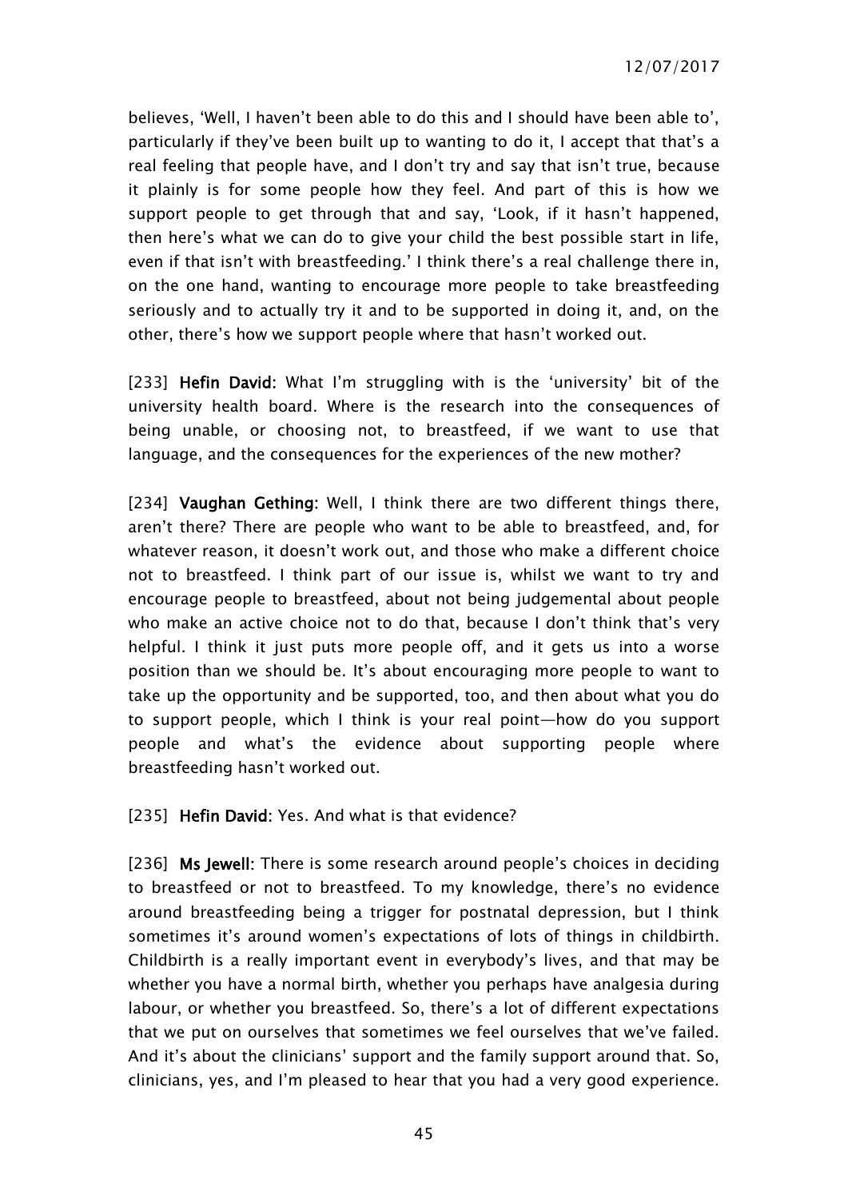believes, 'Well, I haven't been able to do this and I should have been able to', particularly if they've been built up to wanting to do it, I accept that that's a real feeling that people have, and I don't try and say that isn't true, because it plainly is for some people how they feel. And part of this is how we support people to get through that and say, 'Look, if it hasn't happened, then here's what we can do to give your child the best possible start in life, even if that isn't with breastfeeding.' I think there's a real challenge there in, on the one hand, wanting to encourage more people to take breastfeeding seriously and to actually try it and to be supported in doing it, and, on the other, there's how we support people where that hasn't worked out.

[233] **Hefin David**: What I'm struggling with is the 'university' bit of the university health board. Where is the research into the consequences of being unable, or choosing not, to breastfeed, if we want to use that language, and the consequences for the experiences of the new mother?

[234] **Vaughan Gething**: Well, I think there are two different things there, aren't there? There are people who want to be able to breastfeed, and, for whatever reason, it doesn't work out, and those who make a different choice not to breastfeed. I think part of our issue is, whilst we want to try and encourage people to breastfeed, about not being judgemental about people who make an active choice not to do that, because I don't think that's very helpful. I think it just puts more people off, and it gets us into a worse position than we should be. It's about encouraging more people to want to take up the opportunity and be supported, too, and then about what you do to support people, which I think is your real point—how do you support people and what's the evidence about supporting people where breastfeeding hasn't worked out.

[235] **Hefin David**: Yes. And what is that evidence?

[236] **Ms Jewell**: There is some research around people's choices in deciding to breastfeed or not to breastfeed. To my knowledge, there's no evidence around breastfeeding being a trigger for postnatal depression, but I think sometimes it's around women's expectations of lots of things in childbirth. Childbirth is a really important event in everybody's lives, and that may be whether you have a normal birth, whether you perhaps have analgesia during labour, or whether you breastfeed. So, there's a lot of different expectations that we put on ourselves that sometimes we feel ourselves that we've failed. And it's about the clinicians' support and the family support around that. So, clinicians, yes, and I'm pleased to hear that you had a very good experience.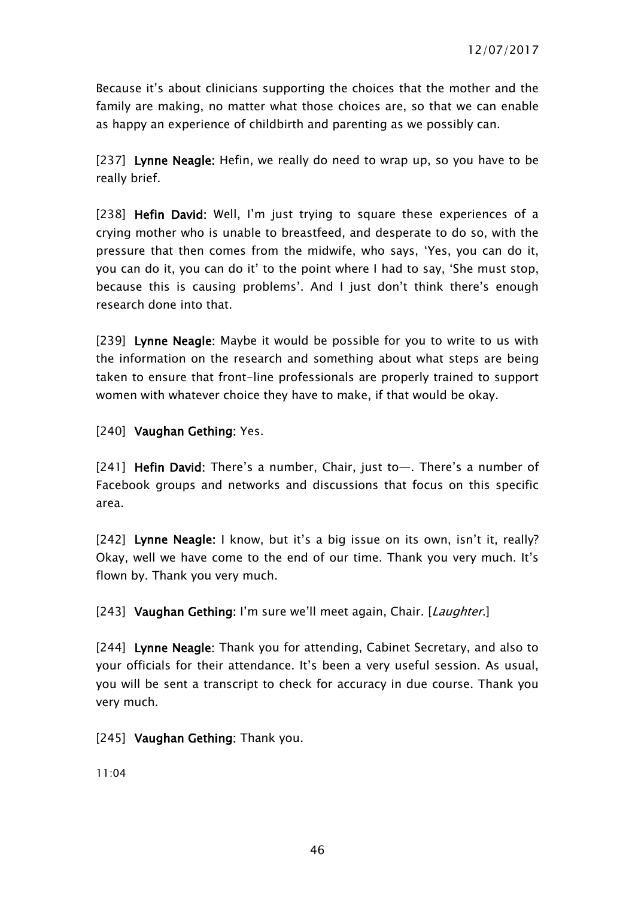Because it's about clinicians supporting the choices that the mother and the family are making, no matter what those choices are, so that we can enable as happy an experience of childbirth and parenting as we possibly can.

[237] **Lynne Neagle:** Hefin, we really do need to wrap up, so you have to be really brief.

[238] **Hefin David:** Well, I'm just trying to square these experiences of a crying mother who is unable to breastfeed, and desperate to do so, with the pressure that then comes from the midwife, who says, 'Yes, you can do it, you can do it, you can do it' to the point where I had to say, 'She must stop, because this is causing problems'. And I just don't think there's enough research done into that.

[239] **Lynne Neagle:** Maybe it would be possible for you to write to us with the information on the research and something about what steps are being taken to ensure that front-line professionals are properly trained to support women with whatever choice they have to make, if that would be okay.

[240] **Vaughan Gething:** Yes.

[241] **Hefin David:** There's a number, Chair, just to—. There's a number of Facebook groups and networks and discussions that focus on this specific area.

[242] **Lynne Neagle:** I know, but it's a big issue on its own, isn't it, really? Okay, well we have come to the end of our time. Thank you very much. It's flown by. Thank you very much.

[243] **Vaughan Gething:** I'm sure we'll meet again, Chair. [*Laughter.*]

[244] **Lynne Neagle:** Thank you for attending, Cabinet Secretary, and also to your officials for their attendance. It's been a very useful session. As usual, you will be sent a transcript to check for accuracy in due course. Thank you very much.

[245] **Vaughan Gething:** Thank you.

11:04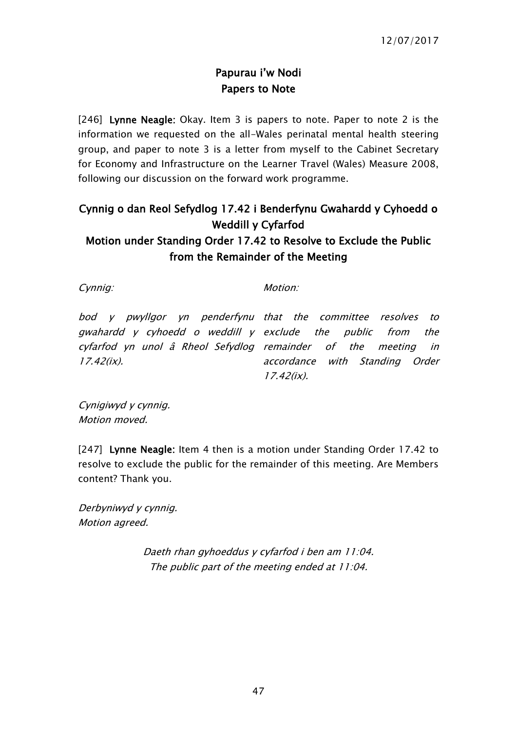## Papurau i'w Nodi
## Papers to Note

[246] **Lynne Neagle:** Okay. Item 3 is papers to note. Paper to note 2 is the information we requested on the all-Wales perinatal mental health steering group, and paper to note 3 is a letter from myself to the Cabinet Secretary for Economy and Infrastructure on the Learner Travel (Wales) Measure 2008, following our discussion on the forward work programme.

## Cynnig o dan Reol Sefydlog 17.42 i Benderfynu Gwahardd y Cyhoedd o Weddill y Cyfarfod
## Motion under Standing Order 17.42 to Resolve to Exclude the Public from the Remainder of the Meeting

| | |
|---|---|
| *Cynnig:* | *Motion:* |
| *bod y pwyllgor yn penderfynu gwahardd y cyhoedd o weddill y cyfarfod yn unol â Rheol Sefydlog 17.42(ix).* | *that the committee resolves to exclude the public from the remainder of the meeting in accordance with Standing Order 17.42(ix).* |

*Cynigiwyd y cynnig.*
*Motion moved.*

[247] **Lynne Neagle:** Item 4 then is a motion under Standing Order 17.42 to resolve to exclude the public for the remainder of this meeting. Are Members content? Thank you.

*Derbyniwyd y cynnig.*
*Motion agreed.*

*Daeth rhan gyhoeddus y cyfarfod i ben am 11:04.*
*The public part of the meeting ended at 11:04.*